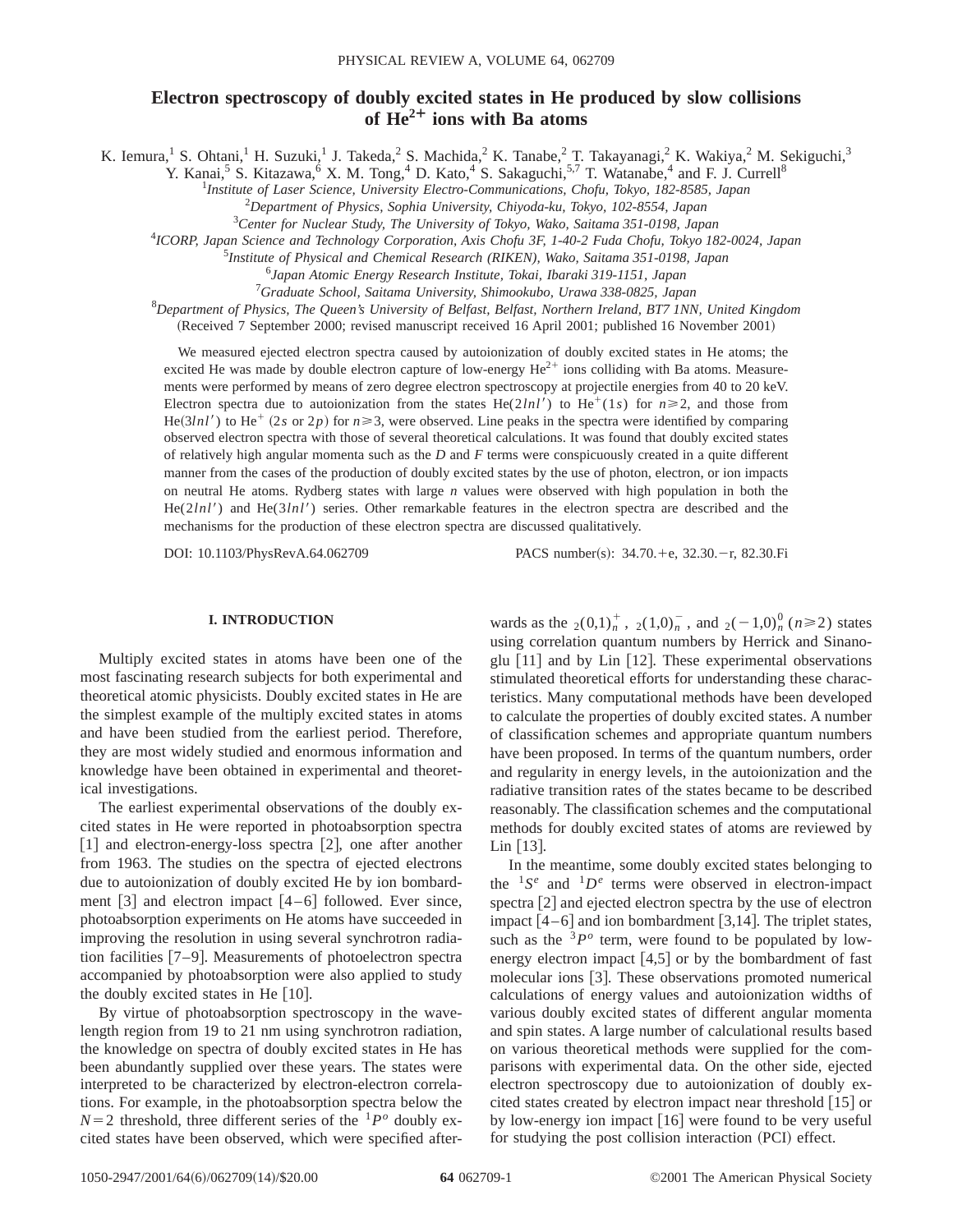# Electron spectroscopy of doubly excited states in He produced by slow collisions of $He^{2+}$ ions with Ba atoms

K. Iemura,[1] S. Ohtani,[1] H. Suzuki,[1] J. Takeda,[2] S. Machida,[2] K. Tanabe,[2] T. Takayanagi,[2] K. Wakiya,[2] M. Sekiguchi,[3] Y. Kanai,[5] S. Kitazawa,[6] X. M. Tong,[4] D. Kato,[4] S. Sakaguchi,[5,7] T. Watanabe,[4] and F. J. Currell[8]

[1]*Institute of Laser Science, University Electro-Communications, Chofu, Tokyo, 182-8585, Japan*

[2]*Department of Physics, Sophia University, Chiyoda-ku, Tokyo, 102-8554, Japan*

[3]*Center for Nuclear Study, The University of Tokyo, Wako, Saitama 351-0198, Japan*

[4]*ICORP, Japan Science and Technology Corporation, Axis Chofu 3F, 1-40-2 Fuda Chofu, Tokyo 182-0024, Japan*

[5]*Institute of Physical and Chemical Research (RIKEN), Wako, Saitama 351-0198, Japan*

[6]*Japan Atomic Energy Research Institute, Tokai, Ibaraki 319-1151, Japan*

[7]*Graduate School, Saitama University, Shimookubo, Urawa 338-0825, Japan*

[8]*Department of Physics, The Queen's University of Belfast, Belfast, Northern Ireland, BT7 1NN, United Kingdom*

(Received 7 September 2000; revised manuscript received 16 April 2001; published 16 November 2001)

We measured ejected electron spectra caused by autoionization of doubly excited states in He atoms; the excited He was made by double electron capture of low-energy $He^{2+}$ ions colliding with Ba atoms. Measurements were performed by means of zero degree electron spectroscopy at projectile energies from 40 to 20 keV. Electron spectra due to autoionization from the states $He(2lnl')$ to $He^{+}(1s)$ for $n \geq 2$, and those from $He(3lnl')$ to $He^{+}$ ($2s$ or $2p$) for $n \geq 3$, were observed. Line peaks in the spectra were identified by comparing observed electron spectra with those of several theoretical calculations. It was found that doubly excited states of relatively high angular momenta such as the $D$ and $F$ terms were conspicuously created in a quite different manner from the cases of the production of doubly excited states by the use of photon, electron, or ion impacts on neutral He atoms. Rydberg states with large $n$ values were observed with high population in both the $He(2lnl')$ and $He(3lnl')$ series. Other remarkable features in the electron spectra are described and the mechanisms for the production of these electron spectra are discussed qualitatively.

DOI: 10.1103/PhysRevA.64.062709 PACS number(s): 34.70.+e, 32.30.−r, 82.30.Fi

## I. INTRODUCTION

Multiply excited states in atoms have been one of the most fascinating research subjects for both experimental and theoretical atomic physicists. Doubly excited states in He are the simplest example of the multiply excited states in atoms and have been studied from the earliest period. Therefore, they are most widely studied and enormous information and knowledge have been obtained in experimental and theoretical investigations.

The earliest experimental observations of the doubly excited states in He were reported in photoabsorption spectra [1] and electron-energy-loss spectra [2], one after another from 1963. The studies on the spectra of ejected electrons due to autoionization of doubly excited He by ion bombardment [3] and electron impact [4–6] followed. Ever since, photoabsorption experiments on He atoms have succeeded in improving the resolution in using several synchrotron radiation facilities [7–9]. Measurements of photoelectron spectra accompanied by photoabsorption were also applied to study the doubly excited states in He [10].

By virtue of photoabsorption spectroscopy in the wavelength region from 19 to 21 nm using synchrotron radiation, the knowledge on spectra of doubly excited states in He has been abundantly supplied over these years. The states were interpreted to be characterized by electron-electron correlations. For example, in the photoabsorption spectra below the $N=2$ threshold, three different series of the ${}^{1}P^{o}$ doubly excited states have been observed, which were specified afterwards as the ${}_{2}(0,1)_{n}^{+}$, ${}_{2}(1,0)_{n}^{-}$, and ${}_{2}(-1,0)_{n}^{0}$ ($n \geq 2$) states using correlation quantum numbers by Herrick and Sinanoglu [11] and by Lin [12]. These experimental observations stimulated theoretical efforts for understanding these characteristics. Many computational methods have been developed to calculate the properties of doubly excited states. A number of classification schemes and appropriate quantum numbers have been proposed. In terms of the quantum numbers, order and regularity in energy levels, in the autoionization and the radiative transition rates of the states became to be described reasonably. The classification schemes and the computational methods for doubly excited states of atoms are reviewed by Lin [13].

In the meantime, some doubly excited states belonging to the ${}^{1}S^{e}$ and ${}^{1}D^{e}$ terms were observed in electron-impact spectra [2] and ejected electron spectra by the use of electron impact [4–6] and ion bombardment [3,14]. The triplet states, such as the ${}^{3}P^{o}$ term, were found to be populated by low-energy electron impact [4,5] or by the bombardment of fast molecular ions [3]. These observations promoted numerical calculations of energy values and autoionization widths of various doubly excited states of different angular momenta and spin states. A large number of calculational results based on various theoretical methods were supplied for the comparisons with experimental data. On the other side, ejected electron spectroscopy due to autoionization of doubly excited states created by electron impact near threshold [15] or by low-energy ion impact [16] were found to be very useful for studying the post collision interaction (PCI) effect.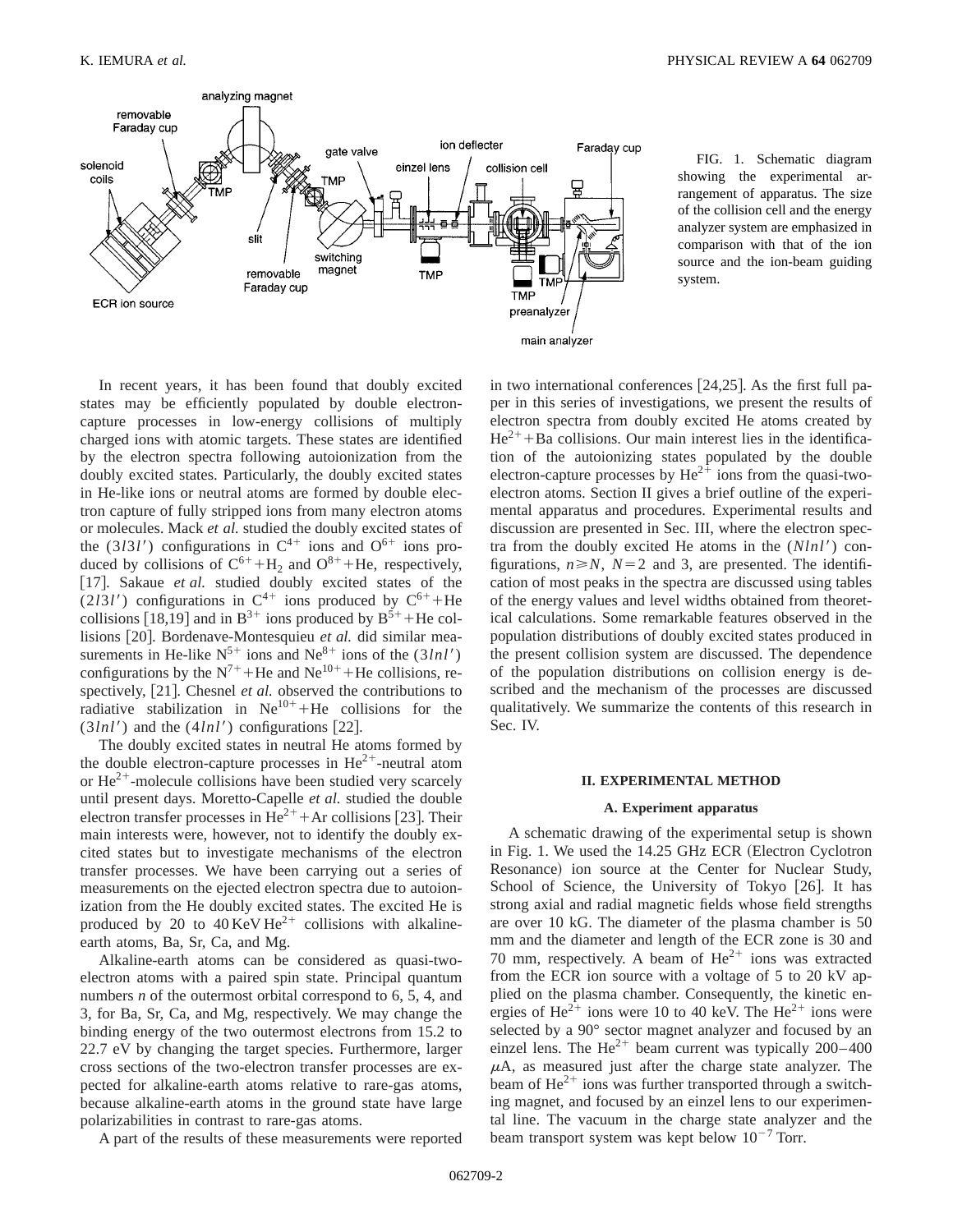FIG. 1. Schematic diagram showing the experimental arrangement of apparatus. The size of the collision cell and the energy analyzer system are emphasized in comparison with that of the ion source and the ion-beam guiding system.

In recent years, it has been found that doubly excited states may be efficiently populated by double electron-capture processes in low-energy collisions of multiply charged ions with atomic targets. These states are identified by the electron spectra following autoionization from the doubly excited states. Particularly, the doubly excited states in He-like ions or neutral atoms are formed by double electron capture of fully stripped ions from many electron atoms or molecules. Mack *et al.* studied the doubly excited states of the $(3l3l')$ configurations in $C^{4+}$ ions and $O^{6+}$ ions produced by collisions of $C^{6+}+H_2$ and $O^{8+}+He$, respectively, [17]. Sakaue *et al.* studied doubly excited states of the $(2l3l')$ configurations in $C^{4+}$ ions produced by $C^{6+}+He$ collisions [18,19] and in $B^{3+}$ ions produced by $B^{5+}+He$ collisions [20]. Bordenave-Montesquieu *et al.* did similar measurements in He-like $N^{5+}$ ions and $Ne^{8+}$ ions of the $(3lnl')$ configurations by the $N^{7+}+He$ and $Ne^{10+}+He$ collisions, respectively, [21]. Chesnel *et al.* observed the contributions to radiative stabilization in $Ne^{10+}+He$ collisions for the $(3lnl')$ and the $(4lnl')$ configurations [22].

The doubly excited states in neutral He atoms formed by the double electron-capture processes in $He^{2+}$-neutral atom or $He^{2+}$-molecule collisions have been studied very scarcely until present days. Moretto-Capelle *et al.* studied the double electron transfer processes in $He^{2+}+Ar$ collisions [23]. Their main interests were, however, not to identify the doubly excited states but to investigate mechanisms of the electron transfer processes. We have been carrying out a series of measurements on the ejected electron spectra due to autoionization from the He doubly excited states. The excited He is produced by 20 to 40 KeV $He^{2+}$ collisions with alkaline-earth atoms, Ba, Sr, Ca, and Mg.

Alkaline-earth atoms can be considered as quasi-two-electron atoms with a paired spin state. Principal quantum numbers *n* of the outermost orbital correspond to 6, 5, 4, and 3, for Ba, Sr, Ca, and Mg, respectively. We may change the binding energy of the two outermost electrons from 15.2 to 22.7 eV by changing the target species. Furthermore, larger cross sections of the two-electron transfer processes are expected for alkaline-earth atoms relative to rare-gas atoms, because alkaline-earth atoms in the ground state have large polarizabilities in contrast to rare-gas atoms.

A part of the results of these measurements were reported in two international conferences [24,25]. As the first full paper in this series of investigations, we present the results of electron spectra from doubly excited He atoms created by $He^{2+}+Ba$ collisions. Our main interest lies in the identification of the autoionizing states populated by the double electron-capture processes by $He^{2+}$ ions from the quasi-two-electron atoms. Section II gives a brief outline of the experimental apparatus and procedures. Experimental results and discussion are presented in Sec. III, where the electron spectra from the doubly excited He atoms in the $(Nlnl')$ configurations, $n\geq N$, $N=2$ and 3, are presented. The identification of most peaks in the spectra are discussed using tables of the energy values and level widths obtained from theoretical calculations. Some remarkable features observed in the population distributions of doubly excited states produced in the present collision system are discussed. The dependence of the population distributions on collision energy is described and the mechanism of the processes are discussed qualitatively. We summarize the contents of this research in Sec. IV.

## II. EXPERIMENTAL METHOD

### A. Experiment apparatus

A schematic drawing of the experimental setup is shown in Fig. 1. We used the 14.25 GHz ECR (Electron Cyclotron Resonance) ion source at the Center for Nuclear Study, School of Science, the University of Tokyo [26]. It has strong axial and radial magnetic fields whose field strengths are over 10 kG. The diameter of the plasma chamber is 50 mm and the diameter and length of the ECR zone is 30 and 70 mm, respectively. A beam of $He^{2+}$ ions was extracted from the ECR ion source with a voltage of 5 to 20 kV applied on the plasma chamber. Consequently, the kinetic energies of $He^{2+}$ ions were 10 to 40 keV. The $He^{2+}$ ions were selected by a 90° sector magnet analyzer and focused by an einzel lens. The $He^{2+}$ beam current was typically 200–400 $\mu$A, as measured just after the charge state analyzer. The beam of $He^{2+}$ ions was further transported through a switching magnet, and focused by an einzel lens to our experimental line. The vacuum in the charge state analyzer and the beam transport system was kept below $10^{-7}$ Torr.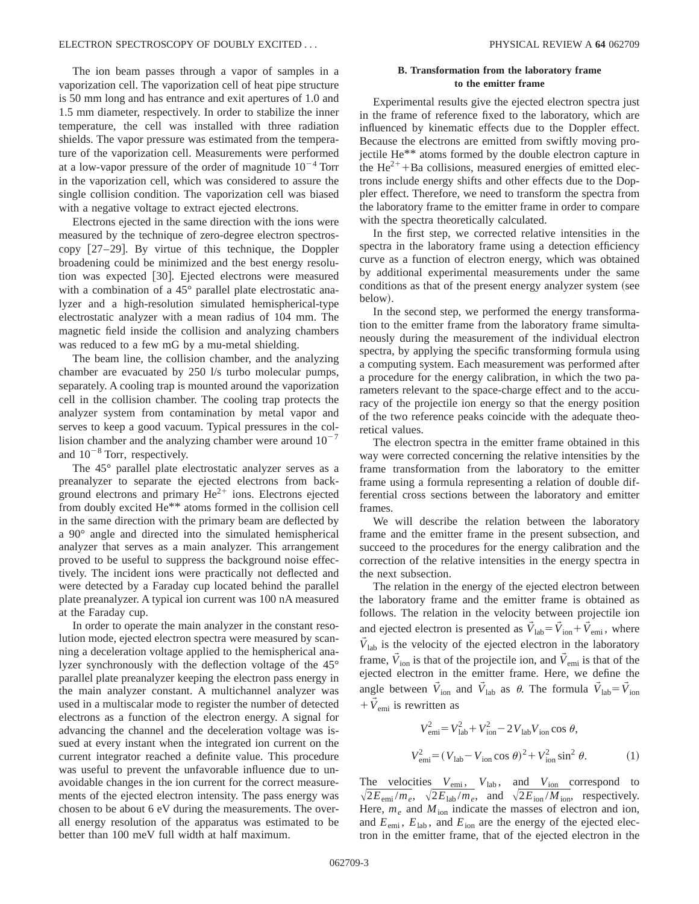The ion beam passes through a vapor of samples in a vaporization cell. The vaporization cell of heat pipe structure is 50 mm long and has entrance and exit apertures of 1.0 and 1.5 mm diameter, respectively. In order to stabilize the inner temperature, the cell was installed with three radiation shields. The vapor pressure was estimated from the temperature of the vaporization cell. Measurements were performed at a low-vapor pressure of the order of magnitude $10^{-4}$ Torr in the vaporization cell, which was considered to assure the single collision condition. The vaporization cell was biased with a negative voltage to extract ejected electrons.

Electrons ejected in the same direction with the ions were measured by the technique of zero-degree electron spectroscopy [27–29]. By virtue of this technique, the Doppler broadening could be minimized and the best energy resolution was expected [30]. Ejected electrons were measured with a combination of a 45° parallel plate electrostatic analyzer and a high-resolution simulated hemispherical-type electrostatic analyzer with a mean radius of 104 mm. The magnetic field inside the collision and analyzing chambers was reduced to a few mG by a mu-metal shielding.

The beam line, the collision chamber, and the analyzing chamber are evacuated by 250 l/s turbo molecular pumps, separately. A cooling trap is mounted around the vaporization cell in the collision chamber. The cooling trap protects the analyzer system from contamination by metal vapor and serves to keep a good vacuum. Typical pressures in the collision chamber and the analyzing chamber were around $10^{-7}$ and $10^{-8}$ Torr, respectively.

The 45° parallel plate electrostatic analyzer serves as a preanalyzer to separate the ejected electrons from background electrons and primary $He^{2+}$ ions. Electrons ejected from doubly excited He** atoms formed in the collision cell in the same direction with the primary beam are deflected by a 90° angle and directed into the simulated hemispherical analyzer that serves as a main analyzer. This arrangement proved to be useful to suppress the background noise effectively. The incident ions were practically not deflected and were detected by a Faraday cup located behind the parallel plate preanalyzer. A typical ion current was 100 nA measured at the Faraday cup.

In order to operate the main analyzer in the constant resolution mode, ejected electron spectra were measured by scanning a deceleration voltage applied to the hemispherical analyzer synchronously with the deflection voltage of the 45° parallel plate preanalyzer keeping the electron pass energy in the main analyzer constant. A multichannel analyzer was used in a multiscalar mode to register the number of detected electrons as a function of the electron energy. A signal for advancing the channel and the deceleration voltage was issued at every instant when the integrated ion current on the current integrator reached a definite value. This procedure was useful to prevent the unfavorable influence due to unavoidable changes in the ion current for the correct measurements of the ejected electron intensity. The pass energy was chosen to be about 6 eV during the measurements. The overall energy resolution of the apparatus was estimated to be better than 100 meV full width at half maximum.

### B. Transformation from the laboratory frame to the emitter frame

Experimental results give the ejected electron spectra just in the frame of reference fixed to the laboratory, which are influenced by kinematic effects due to the Doppler effect. Because the electrons are emitted from swiftly moving projectile He** atoms formed by the double electron capture in the $He^{2+}$+Ba collisions, measured energies of emitted electrons include energy shifts and other effects due to the Doppler effect. Therefore, we need to transform the spectra from the laboratory frame to the emitter frame in order to compare with the spectra theoretically calculated.

In the first step, we corrected relative intensities in the spectra in the laboratory frame using a detection efficiency curve as a function of electron energy, which was obtained by additional experimental measurements under the same conditions as that of the present energy analyzer system (see below).

In the second step, we performed the energy transformation to the emitter frame from the laboratory frame simultaneously during the measurement of the individual electron spectra, by applying the specific transforming formula using a computing system. Each measurement was performed after a procedure for the energy calibration, in which the two parameters relevant to the space-charge effect and to the accuracy of the projectile ion energy so that the energy position of the two reference peaks coincide with the adequate theoretical values.

The electron spectra in the emitter frame obtained in this way were corrected concerning the relative intensities by the frame transformation from the laboratory to the emitter frame using a formula representing a relation of double differential cross sections between the laboratory and emitter frames.

We will describe the relation between the laboratory frame and the emitter frame in the present subsection, and succeed to the procedures for the energy calibration and the correction of the relative intensities in the energy spectra in the next subsection.

The relation in the energy of the ejected electron between the laboratory frame and the emitter frame is obtained as follows. The relation in the velocity between projectile ion and ejected electron is presented as $\vec{V}_{\rm lab}=\vec{V}_{\rm ion}+\vec{V}_{\rm emi}$, where $\vec{V}_{\rm lab}$ is the velocity of the ejected electron in the laboratory frame, $\vec{V}_{\rm ion}$ is that of the projectile ion, and $\vec{V}_{\rm emi}$ is that of the ejected electron in the emitter frame. Here, we define the angle between $\vec{V}_{\rm ion}$ and $\vec{V}_{\rm lab}$ as $\theta$. The formula $\vec{V}_{\rm lab}=\vec{V}_{\rm ion}+\vec{V}_{\rm emi}$ is rewritten as

$$V_{\rm emi}^2=V_{\rm lab}^2+V_{\rm ion}^2-2V_{\rm lab}V_{\rm ion}\cos\theta,$$

$$V_{\rm emi}^2=(V_{\rm lab}-V_{\rm ion}\cos\theta)^2+V_{\rm ion}^2\sin^2\theta. \qquad (1)$$

The velocities $V_{\rm emi}$, $V_{\rm lab}$, and $V_{\rm ion}$ correspond to $\sqrt{2E_{\rm emi}/m_e}$, $\sqrt{2E_{\rm lab}/m_e}$, and $\sqrt{2E_{\rm ion}/M_{\rm ion}}$, respectively. Here, $m_e$ and $M_{\rm ion}$ indicate the masses of electron and ion, and $E_{\rm emi}$, $E_{\rm lab}$, and $E_{\rm ion}$ are the energy of the ejected electron in the emitter frame, that of the ejected electron in the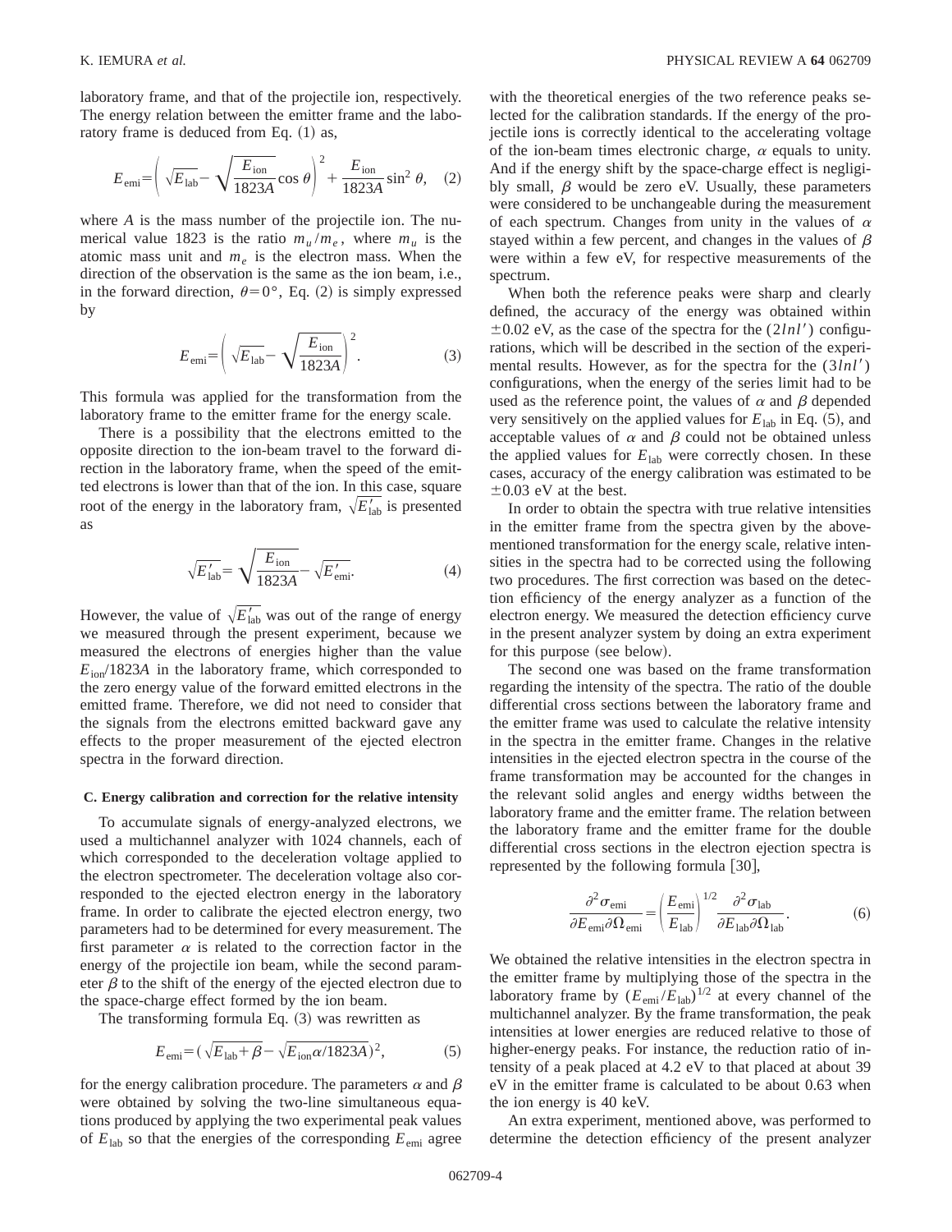laboratory frame, and that of the projectile ion, respectively. The energy relation between the emitter frame and the laboratory frame is deduced from Eq. (1) as,

$$E_{\mathrm{emi}}=\left(\sqrt{E_{\mathrm{lab}}}-\sqrt{\frac{E_{\mathrm{ion}}}{1823A}}\cos\theta\right)^2+\frac{E_{\mathrm{ion}}}{1823A}\sin^2\theta, \quad (2)$$

where $A$ is the mass number of the projectile ion. The numerical value 1823 is the ratio $m_u/m_e$, where $m_u$ is the atomic mass unit and $m_e$ is the electron mass. When the direction of the observation is the same as the ion beam, i.e., in the forward direction, $\theta=0°$, Eq. (2) is simply expressed by

$$E_{\mathrm{emi}}=\left(\sqrt{E_{\mathrm{lab}}}-\sqrt{\frac{E_{\mathrm{ion}}}{1823A}}\right)^2. \quad (3)$$

This formula was applied for the transformation from the laboratory frame to the emitter frame for the energy scale.

There is a possibility that the electrons emitted to the opposite direction to the ion-beam travel to the forward direction in the laboratory frame, when the speed of the emitted electrons is lower than that of the ion. In this case, square root of the energy in the laboratory fram, $\sqrt{E'_{\mathrm{lab}}}$ is presented as

$$\sqrt{E'_{\mathrm{lab}}}=\sqrt{\frac{E_{\mathrm{ion}}}{1823A}}-\sqrt{E'_{\mathrm{emi}}}. \quad (4)$$

However, the value of $\sqrt{E'_{\mathrm{lab}}}$ was out of the range of energy we measured through the present experiment, because we measured the electrons of energies higher than the value $E_{\mathrm{ion}}/1823A$ in the laboratory frame, which corresponded to the zero energy value of the forward emitted electrons in the emitted frame. Therefore, we did not need to consider that the signals from the electrons emitted backward gave any effects to the proper measurement of the ejected electron spectra in the forward direction.

### C. Energy calibration and correction for the relative intensity

To accumulate signals of energy-analyzed electrons, we used a multichannel analyzer with 1024 channels, each of which corresponded to the deceleration voltage applied to the electron spectrometer. The deceleration voltage also corresponded to the ejected electron energy in the laboratory frame. In order to calibrate the ejected electron energy, two parameters had to be determined for every measurement. The first parameter $\alpha$ is related to the correction factor in the energy of the projectile ion beam, while the second parameter $\beta$ to the shift of the energy of the ejected electron due to the space-charge effect formed by the ion beam.

The transforming formula Eq. (3) was rewritten as

$$E_{\mathrm{emi}}=(\sqrt{E_{\mathrm{lab}}+\beta}-\sqrt{E_{\mathrm{ion}}\alpha/1823A})^2, \quad (5)$$

for the energy calibration procedure. The parameters $\alpha$ and $\beta$ were obtained by solving the two-line simultaneous equations produced by applying the two experimental peak values of $E_{\mathrm{lab}}$ so that the energies of the corresponding $E_{\mathrm{emi}}$ agree with the theoretical energies of the two reference peaks selected for the calibration standards. If the energy of the projectile ions is correctly identical to the accelerating voltage of the ion-beam times electronic charge, $\alpha$ equals to unity. And if the energy shift by the space-charge effect is negligibly small, $\beta$ would be zero eV. Usually, these parameters were considered to be unchangeable during the measurement of each spectrum. Changes from unity in the values of $\alpha$ stayed within a few percent, and changes in the values of $\beta$ were within a few eV, for respective measurements of the spectrum.

When both the reference peaks were sharp and clearly defined, the accuracy of the energy was obtained within $\pm 0.02$ eV, as the case of the spectra for the $(2lnl')$ configurations, which will be described in the section of the experimental results. However, as for the spectra for the $(3lnl')$ configurations, when the energy of the series limit had to be used as the reference point, the values of $\alpha$ and $\beta$ depended very sensitively on the applied values for $E_{\mathrm{lab}}$ in Eq. (5), and acceptable values of $\alpha$ and $\beta$ could not be obtained unless the applied values for $E_{\mathrm{lab}}$ were correctly chosen. In these cases, accuracy of the energy calibration was estimated to be $\pm 0.03$ eV at the best.

In order to obtain the spectra with true relative intensities in the emitter frame from the spectra given by the above-mentioned transformation for the energy scale, relative intensities in the spectra had to be corrected using the following two procedures. The first correction was based on the detection efficiency of the energy analyzer as a function of the electron energy. We measured the detection efficiency curve in the present analyzer system by doing an extra experiment for this purpose (see below).

The second one was based on the frame transformation regarding the intensity of the spectra. The ratio of the double differential cross sections between the laboratory frame and the emitter frame was used to calculate the relative intensity in the spectra in the emitter frame. Changes in the relative intensities in the ejected electron spectra in the course of the frame transformation may be accounted for the changes in the relevant solid angles and energy widths between the laboratory frame and the emitter frame. The relation between the laboratory frame and the emitter frame for the double differential cross sections in the electron ejection spectra is represented by the following formula [30],

$$\frac{\partial^2\sigma_{\mathrm{emi}}}{\partial E_{\mathrm{emi}}\partial\Omega_{\mathrm{emi}}}=\left(\frac{E_{\mathrm{emi}}}{E_{\mathrm{lab}}}\right)^{1/2}\frac{\partial^2\sigma_{\mathrm{lab}}}{\partial E_{\mathrm{lab}}\partial\Omega_{\mathrm{lab}}}. \quad (6)$$

We obtained the relative intensities in the electron spectra in the emitter frame by multiplying those of the spectra in the laboratory frame by $(E_{\mathrm{emi}}/E_{\mathrm{lab}})^{1/2}$ at every channel of the multichannel analyzer. By the frame transformation, the peak intensities at lower energies are reduced relative to those of higher-energy peaks. For instance, the reduction ratio of intensity of a peak placed at 4.2 eV to that placed at about 39 eV in the emitter frame is calculated to be about 0.63 when the ion energy is 40 keV.

An extra experiment, mentioned above, was performed to determine the detection efficiency of the present analyzer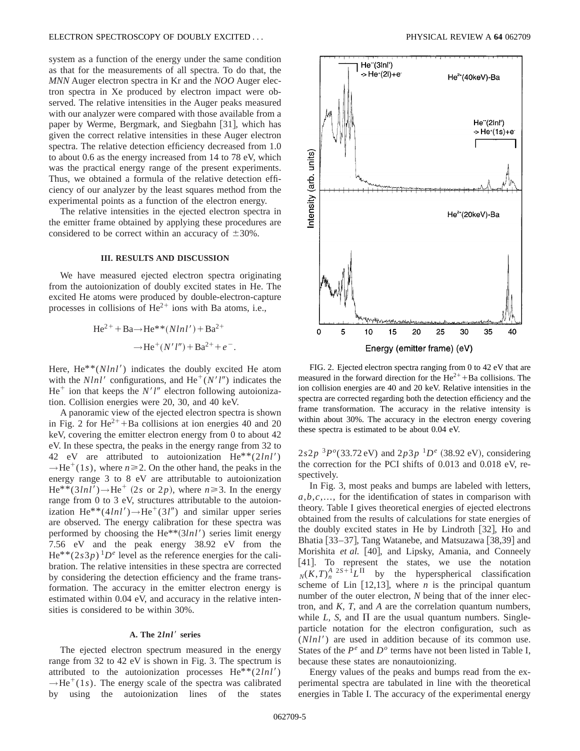system as a function of the energy under the same condition as that for the measurements of all spectra. To do that, the *MNN* Auger electron spectra in Kr and the *NOO* Auger electron spectra in Xe produced by electron impact were observed. The relative intensities in the Auger peaks measured with our analyzer were compared with those available from a paper by Werme, Bergmark, and Siegbahn [31], which has given the correct relative intensities in these Auger electron spectra. The relative detection efficiency decreased from 1.0 to about 0.6 as the energy increased from 14 to 78 eV, which was the practical energy range of the present experiments. Thus, we obtained a formula of the relative detection efficiency of our analyzer by the least squares method from the experimental points as a function of the electron energy.

The relative intensities in the ejected electron spectra in the emitter frame obtained by applying these procedures are considered to be correct within an accuracy of $\pm 30\%$.

## III. RESULTS AND DISCUSSION

We have measured ejected electron spectra originating from the autoionization of doubly excited states in He. The excited He atoms were produced by double-electron-capture processes in collisions of $He^{2+}$ ions with Ba atoms, i.e.,

$$\mathrm{He}^{2+}+\mathrm{Ba}\rightarrow \mathrm{He}^{**}(Nlnl')+\mathrm{Ba}^{2+}$$
$$\rightarrow \mathrm{He}^{+}(N'l'')+\mathrm{Ba}^{2+}+e^{-}.$$

Here, $\mathrm{He}^{**}(Nlnl')$ indicates the doubly excited He atom with the $Nlnl'$ configurations, and $\mathrm{He}^{+}(N'l'')$ indicates the $He^{+}$ ion that keeps the $N'l''$ electron following autoionization. Collision energies were 20, 30, and 40 keV.

A panoramic view of the ejected electron spectra is shown in Fig. 2 for $He^{2+}$+Ba collisions at ion energies 40 and 20 keV, covering the emitter electron energy from 0 to about 42 eV. In these spectra, the peaks in the energy range from 32 to 42 eV are attributed to autoionization $\mathrm{He}^{**}(2lnl') \rightarrow \mathrm{He}^{+}(1s)$, where $n \geqslant 2$. On the other hand, the peaks in the energy range 3 to 8 eV are attributable to autoionization $\mathrm{He}^{**}(3lnl') \rightarrow \mathrm{He}^{+}$ ($2s$ or $2p$), where $n \geqslant 3$. In the energy range from 0 to 3 eV, structures attributable to the autoionization $\mathrm{He}^{**}(4lnl') \rightarrow \mathrm{He}^{+}(3l'')$ and similar upper series are observed. The energy calibration for these spectra was performed by choosing the $\mathrm{He}^{**}(3lnl')$ series limit energy 7.56 eV and the peak energy 38.92 eV from the $\mathrm{He}^{**}(2s3p)\,{}^{1}D^{e}$ level as the reference energies for the calibration. The relative intensities in these spectra are corrected by considering the detection efficiency and the frame transformation. The accuracy in the emitter electron energy is estimated within 0.04 eV, and accuracy in the relative intensities is considered to be within 30%.

### A. The $2lnl'$ series

The ejected electron spectrum measured in the energy range from 32 to 42 eV is shown in Fig. 3. The spectrum is attributed to the autoionization processes $\mathrm{He}^{**}(2lnl') \rightarrow \mathrm{He}^{+}(1s)$. The energy scale of the spectra was calibrated by using the autoionization lines of the states $2s2p\ {}^{3}P^{o}$(33.72 eV) and $2p3p\ {}^{1}D^{e}$ (38.92 eV), considering the correction for the PCI shifts of 0.013 and 0.018 eV, respectively.

FIG. 2. Ejected electron spectra ranging from 0 to 42 eV that are measured in the forward direction for the $He^{2+}$+Ba collisions. The ion collision energies are 40 and 20 keV. Relative intensities in the spectra are corrected regarding both the detection efficiency and the frame transformation. The accuracy in the relative intensity is within about 30%. The accuracy in the electron energy covering these spectra is estimated to be about 0.04 eV.

In Fig. 3, most peaks and bumps are labeled with letters, $a,b,c,\ldots,$ for the identification of states in comparison with theory. Table I gives theoretical energies of ejected electrons obtained from the results of calculations for state energies of the doubly excited states in He by Lindroth [32], Ho and Bhatia [33–37], Tang Watanebe, and Matsuzawa [38,39] and Morishita *et al.* [40], and Lipsky, Amania, and Conneely [41]. To represent the states, we use the notation ${}_{N}(K,T)_{n}^{A}\ {}^{2S+1}L^{\Pi}$ by the hyperspherical classification scheme of Lin [12,13], where $n$ is the principal quantum number of the outer electron, $N$ being that of the inner electron, and $K$, $T$, and $A$ are the correlation quantum numbers, while $L$, $S$, and $\Pi$ are the usual quantum numbers. Single-particle notation for the electron configuration, such as $(Nlnl')$ are used in addition because of its common use. States of the $P^{e}$ and $D^{o}$ terms have not been listed in Table I, because these states are nonautoionizing.

Energy values of the peaks and bumps read from the experimental spectra are tabulated in line with the theoretical energies in Table I. The accuracy of the experimental energy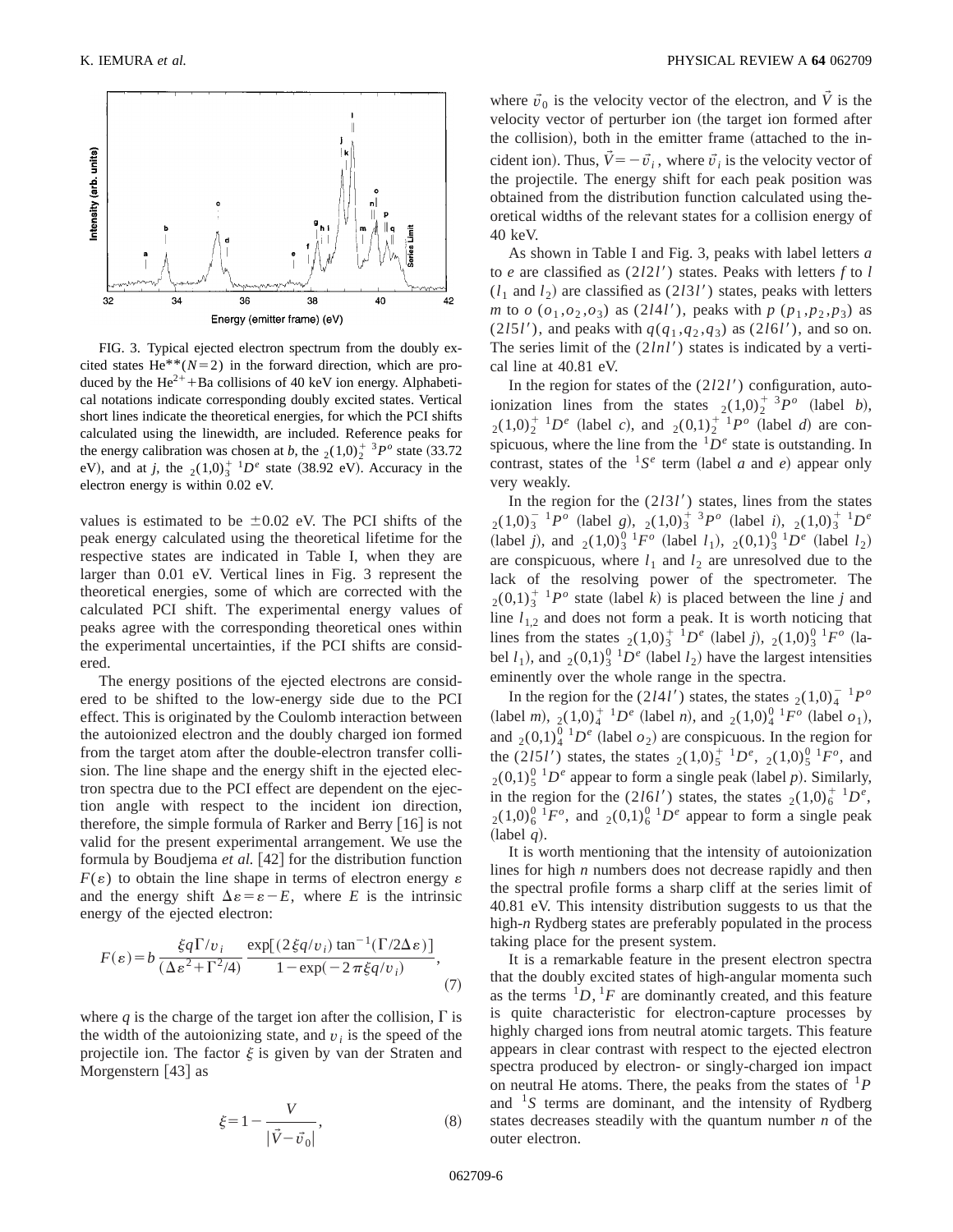FIG. 3. Typical ejected electron spectrum from the doubly excited states $He^{**}(N=2)$ in the forward direction, which are produced by the $He^{2+}$+Ba collisions of 40 keV ion energy. Alphabetical notations indicate corresponding doubly excited states. Vertical short lines indicate the theoretical energies, for which the PCI shifts calculated using the linewidth, are included. Reference peaks for the energy calibration was chosen at *b*, the ${}_2(1,0)_2^+\ {}^3P^o$ state (33.72 eV), and at *j*, the ${}_2(1,0)_3^+\ {}^1D^e$ state (38.92 eV). Accuracy in the electron energy is within 0.02 eV.

values is estimated to be $\pm 0.02$ eV. The PCI shifts of the peak energy calculated using the theoretical lifetime for the respective states are indicated in Table I, when they are larger than 0.01 eV. Vertical lines in Fig. 3 represent the theoretical energies, some of which are corrected with the calculated PCI shift. The experimental energy values of peaks agree with the corresponding theoretical ones within the experimental uncertainties, if the PCI shifts are considered.

The energy positions of the ejected electrons are considered to be shifted to the low-energy side due to the PCI effect. This is originated by the Coulomb interaction between the autoionized electron and the doubly charged ion formed from the target atom after the double-electron transfer collision. The line shape and the energy shift in the ejected electron spectra due to the PCI effect are dependent on the ejection angle with respect to the incident ion direction, therefore, the simple formula of Rarker and Berry [16] is not valid for the present experimental arrangement. We use the formula by Boudjema *et al.* [42] for the distribution function $F(\varepsilon)$ to obtain the line shape in terms of electron energy $\varepsilon$ and the energy shift $\Delta\varepsilon = \varepsilon - E$, where $E$ is the intrinsic energy of the ejected electron:

$$F(\varepsilon) = b\,\frac{\xi q \Gamma / v_i}{(\Delta\varepsilon^2 + \Gamma^2/4)}\,\frac{\exp[(2\xi q/v_i)\tan^{-1}(\Gamma/2\Delta\varepsilon)]}{1-\exp(-2\pi\xi q/v_i)}, \tag{7}$$

where $q$ is the charge of the target ion after the collision, $\Gamma$ is the width of the autoionizing state, and $v_i$ is the speed of the projectile ion. The factor $\xi$ is given by van der Straten and Morgenstern [43] as

$$\xi = 1 - \frac{V}{|\vec{V} - \vec{v}_0|}, \tag{8}$$

where $\vec{v}_0$ is the velocity vector of the electron, and $\vec{V}$ is the velocity vector of perturber ion (the target ion formed after the collision), both in the emitter frame (attached to the incident ion). Thus, $\vec{V} = -\vec{v}_i$, where $\vec{v}_i$ is the velocity vector of the projectile. The energy shift for each peak position was obtained from the distribution function calculated using theoretical widths of the relevant states for a collision energy of 40 keV.

As shown in Table I and Fig. 3, peaks with label letters *a* to *e* are classified as $(2l2l')$ states. Peaks with letters *f* to *l* ($l_1$ and $l_2$) are classified as $(2l3l')$ states, peaks with letters *m* to *o* ($o_1, o_2, o_3$) as $(2l4l')$, peaks with *p* ($p_1, p_2, p_3$) as $(2l5l')$, and peaks with $q(q_1, q_2, q_3)$ as $(2l6l')$, and so on. The series limit of the $(2lnl')$ states is indicated by a vertical line at 40.81 eV.

In the region for states of the $(2l2l')$ configuration, autoionization lines from the states ${}_2(1,0)_2^+\ {}^3P^o$ (label *b*), ${}_2(1,0)_2^+\ {}^1D^e$ (label *c*), and ${}_2(0,1)_2^+\ {}^1P^o$ (label *d*) are conspicuous, where the line from the ${}^1D^e$ state is outstanding. In contrast, states of the ${}^1S^e$ term (label *a* and *e*) appear only very weakly.

In the region for the $(2l3l')$ states, lines from the states ${}_2(1,0)_3^-\ {}^1P^o$ (label *g*), ${}_2(1,0)_3^+\ {}^3P^o$ (label *i*), ${}_2(1,0)_3^+\ {}^1D^e$ (label *j*), and ${}_2(1,0)_3^0\ {}^1F^o$ (label $l_1$), ${}_2(0,1)_3^0\ {}^1D^e$ (label $l_2$) are conspicuous, where $l_1$ and $l_2$ are unresolved due to the lack of the resolving power of the spectrometer. The ${}_2(0,1)_3^+\ {}^1P^o$ state (label *k*) is placed between the line *j* and line $l_{1,2}$ and does not form a peak. It is worth noticing that lines from the states ${}_2(1,0)_3^+\ {}^1D^e$ (label *j*), ${}_2(1,0)_3^0\ {}^1F^o$ (label $l_1$), and ${}_2(0,1)_3^0\ {}^1D^e$ (label $l_2$) have the largest intensities eminently over the whole range in the spectra.

In the region for the $(2l4l')$ states, the states ${}_2(1,0)_4^-\ {}^1P^o$ (label *m*), ${}_2(1,0)_4^+\ {}^1D^e$ (label *n*), and ${}_2(1,0)_4^0\ {}^1F^o$ (label $o_1$), and ${}_2(0,1)_4^0\ {}^1D^e$ (label $o_2$) are conspicuous. In the region for the $(2l5l')$ states, the states ${}_2(1,0)_5^+\ {}^1D^e$, ${}_2(1,0)_5^0\ {}^1F^o$, and ${}_2(0,1)_5^0\ {}^1D^e$ appear to form a single peak (label *p*). Similarly, in the region for the $(2l6l')$ states, the states ${}_2(1,0)_6^+\ {}^1D^e$, ${}_2(1,0)_6^0\ {}^1F^o$, and ${}_2(0,1)_6^0\ {}^1D^e$ appear to form a single peak (label *q*).

It is worth mentioning that the intensity of autoionization lines for high *n* numbers does not decrease rapidly and then the spectral profile forms a sharp cliff at the series limit of 40.81 eV. This intensity distribution suggests to us that the high-*n* Rydberg states are preferably populated in the process taking place for the present system.

It is a remarkable feature in the present electron spectra that the doubly excited states of high-angular momenta such as the terms ${}^1D, {}^1F$ are dominantly created, and this feature is quite characteristic for electron-capture processes by highly charged ions from neutral atomic targets. This feature appears in clear contrast with respect to the ejected electron spectra produced by electron- or singly-charged ion impact on neutral He atoms. There, the peaks from the states of ${}^1P$ and ${}^1S$ terms are dominant, and the intensity of Rydberg states decreases steadily with the quantum number *n* of the outer electron.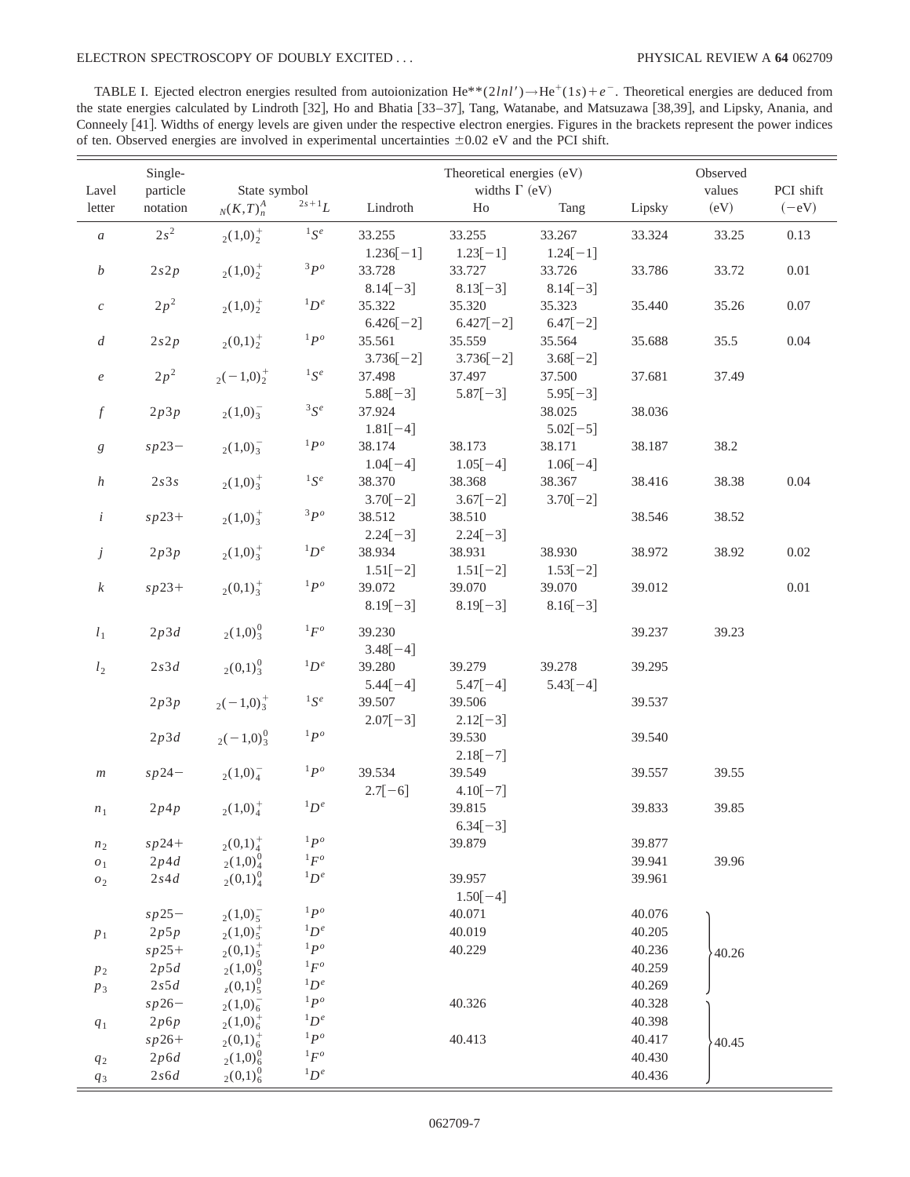TABLE I. Ejected electron energies resulted from autoionization He**$(2lnl')\rightarrow$He$^+(1s)+e^-$. Theoretical energies are deduced from the state energies calculated by Lindroth [32], Ho and Bhatia [33–37], Tang, Watanabe, and Matsuzawa [38,39], and Lipsky, Anania, and Conneely [41]. Widths of energy levels are given under the respective electron energies. Figures in the brackets represent the power indices of ten. Observed energies are involved in experimental uncertainties ±0.02 eV and the PCI shift.

| Lavel letter | Single-particle notation | State symbol ${}_N(K,T)_n^A$ | ${}^{2s+1}L$ | Theoretical energies (eV) widths Γ (eV) Lindroth | Ho | Tang | Lipsky | Observed values (eV) | PCI shift (−eV) |
|---|---|---|---|---|---|---|---|---|---|
| $a$ | $2s^2$ | ${}_2(1,0)_2^+$ | ${}^1S^e$ | 33.255 1.236[−1] | 33.255 1.23[−1] | 33.267 1.24[−1] | 33.324 | 33.25 | 0.13 |
| $b$ | $2s2p$ | ${}_2(1,0)_2^+$ | ${}^3P^o$ | 33.728 8.14[−3] | 33.727 8.13[−3] | 33.726 8.14[−3] | 33.786 | 33.72 | 0.01 |
| $c$ | $2p^2$ | ${}_2(1,0)_2^+$ | ${}^1D^e$ | 35.322 6.426[−2] | 35.320 6.427[−2] | 35.323 6.47[−2] | 35.440 | 35.26 | 0.07 |
| $d$ | $2s2p$ | ${}_2(0,1)_2^+$ | ${}^1P^o$ | 35.561 3.736[−2] | 35.559 3.736[−2] | 35.564 3.68[−2] | 35.688 | 35.5 | 0.04 |
| $e$ | $2p^2$ | ${}_2(-1,0)_2^+$ | ${}^1S^e$ | 37.498 5.88[−3] | 37.497 5.87[−3] | 37.500 5.95[−3] | 37.681 | 37.49 | |
| $f$ | $2p3p$ | ${}_2(1,0)_3^-$ | ${}^3S^e$ | 37.924 1.81[−4] | | 38.025 5.02[−5] | 38.036 | | |
| $g$ | $sp23-$ | ${}_2(1,0)_3^-$ | ${}^1P^o$ | 38.174 1.04[−4] | 38.173 1.05[−4] | 38.171 1.06[−4] | 38.187 | 38.2 | |
| $h$ | $2s3s$ | ${}_2(1,0)_3^+$ | ${}^1S^e$ | 38.370 3.70[−2] | 38.368 3.67[−2] | 38.367 3.70[−2] | 38.416 | 38.38 | 0.04 |
| $i$ | $sp23+$ | ${}_2(1,0)_3^+$ | ${}^3P^o$ | 38.512 2.24[−3] | 38.510 2.24[−3] | | 38.546 | 38.52 | |
| $j$ | $2p3p$ | ${}_2(1,0)_3^+$ | ${}^1D^e$ | 38.934 1.51[−2] | 38.931 1.51[−2] | 38.930 1.53[−2] | 38.972 | 38.92 | 0.02 |
| $k$ | $sp23+$ | ${}_2(0,1)_3^+$ | ${}^1P^o$ | 39.072 8.19[−3] | 39.070 8.19[−3] | 39.070 8.16[−3] | 39.012 | | 0.01 |
| $l_1$ | $2p3d$ | ${}_2(1,0)_3^0$ | ${}^1F^o$ | 39.230 3.48[−4] | | | 39.237 | 39.23 | |
| $l_2$ | $2s3d$ | ${}_2(0,1)_3^0$ | ${}^1D^e$ | 39.280 5.44[−4] | 39.279 5.47[−4] | 39.278 5.43[−4] | 39.295 | | |
| | $2p3p$ | ${}_2(-1,0)_3^+$ | ${}^1S^e$ | 39.507 2.07[−3] | 39.506 2.12[−3] | | 39.537 | | |
| | $2p3d$ | ${}_2(-1,0)_3^0$ | ${}^1P^o$ | | 39.530 2.18[−7] | | 39.540 | | |
| $m$ | $sp24-$ | ${}_2(1,0)_4^-$ | ${}^1P^o$ | 39.534 2.7[−6] | 39.549 4.10[−7] | | 39.557 | 39.55 | |
| $n_1$ | $2p4p$ | ${}_2(1,0)_4^+$ | ${}^1D^e$ | | 39.815 6.34[−3] | | 39.833 | 39.85 | |
| $n_2$ | $sp24+$ | ${}_2(0,1)_4^+$ | ${}^1P^o$ | | 39.879 | | 39.877 | | |
| $o_1$ | $2p4d$ | ${}_2(1,0)_4^0$ | ${}^1F^o$ | | | | 39.941 | 39.96 | |
| $o_2$ | $2s4d$ | ${}_2(0,1)_4^0$ | ${}^1D^e$ | | 39.957 1.50[−4] | | 39.961 | | |
| | $sp25-$ | ${}_2(1,0)_5^-$ | ${}^1P^o$ | | 40.071 | | 40.076 | 40.26 | |
| $p_1$ | $2p5p$ | ${}_2(1,0)_5^+$ | ${}^1D^e$ | | 40.019 | | 40.205 | | |
| | $sp25+$ | ${}_2(0,1)_5^+$ | ${}^1P^o$ | | 40.229 | | 40.236 | | |
| $p_2$ | $2p5d$ | ${}_2(1,0)_5^0$ | ${}^1F^o$ | | | | 40.259 | | |
| $p_3$ | $2s5d$ | ${}_z(0,1)_5^0$ | ${}^1D^e$ | | | | 40.269 | | |
| | $sp26-$ | ${}_2(1,0)_6^-$ | ${}^1P^o$ | | 40.326 | | 40.328 | 40.45 | |
| $q_1$ | $2p6p$ | ${}_2(1,0)_6^+$ | ${}^1D^e$ | | | | 40.398 | | |
| | $sp26+$ | ${}_2(0,1)_6^+$ | ${}^1P^o$ | | 40.413 | | 40.417 | | |
| $q_2$ | $2p6d$ | ${}_2(1,0)_6^0$ | ${}^1F^o$ | | | | 40.430 | | |
| $q_3$ | $2s6d$ | ${}_2(0,1)_6^0$ | ${}^1D^e$ | | | | 40.436 | | |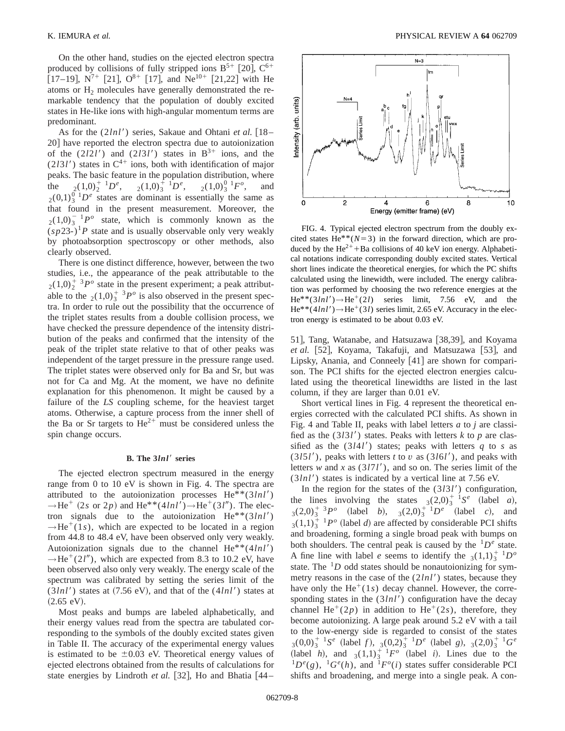On the other hand, studies on the ejected electron spectra produced by collisions of fully stripped ions $B^{5+}$ [20], $C^{6+}$ [17–19], $N^{7+}$ [21], $O^{8+}$ [17], and $Ne^{10+}$ [21,22] with He atoms or $H_2$ molecules have generally demonstrated the remarkable tendency that the population of doubly excited states in He-like ions with high-angular momentum terms are predominant.

As for the $(2lnl')$ series, Sakaue and Ohtani *et al.* [18–20] have reported the electron spectra due to autoionization of the $(2l2l')$ and $(2l3l')$ states in $B^{3+}$ ions, and the $(2l3l')$ states in $C^{4+}$ ions, both with identification of major peaks. The basic feature in the population distribution, where the ${}_2(1,0)_2^{+}\,{}^1D^e$, ${}_2(1,0)_3^{+}\,{}^1D^e$, ${}_2(1,0)_3^{0}\,{}^1F^o$, and ${}_2(0,1)_3^{0}\,{}^1D^e$ states are dominant is essentially the same as that found in the present measurement. Moreover, the ${}_2(1,0)_3^{-}\,{}^1P^o$ state, which is commonly known as the $(sp23-)^1P$ state and is usually observable only very weakly by photoabsorption spectroscopy or other methods, also clearly observed.

There is one distinct difference, however, between the two studies, i.e., the appearance of the peak attributable to the ${}_2(1,0)_2^{+}\,{}^3P^o$ state in the present experiment; a peak attributable to the ${}_2(1,0)_3^{+}\,{}^3P^o$ is also observed in the present spectra. In order to rule out the possibility that the occurrence of the triplet states results from a double collision process, we have checked the pressure dependence of the intensity distribution of the peaks and confirmed that the intensity of the peak of the triplet state relative to that of other peaks was independent of the target pressure in the pressure range used. The triplet states were observed only for Ba and Sr, but was not for Ca and Mg. At the moment, we have no definite explanation for this phenomenon. It might be caused by a failure of the *LS* coupling scheme, for the heaviest target atoms. Otherwise, a capture process from the inner shell of the Ba or Sr targets to $He^{2+}$ must be considered unless the spin change occurs.

### B. The $3lnl'$ series

The ejected electron spectrum measured in the energy range from 0 to 10 eV is shown in Fig. 4. The spectra are attributed to the autoionization processes $He^{**}(3lnl') \rightarrow He^{+}$ ($2s$ or $2p$) and $He^{**}(4lnl') \rightarrow He^{+}(3l'')$. The electron signals due to the autoionization $He^{**}(3lnl') \rightarrow He^{+}(1s)$, which are expected to be located in a region from 44.8 to 48.4 eV, have been observed only very weakly. Autoionization signals due to the channel $He^{**}(4lnl') \rightarrow He^{+}(2l'')$, which are expected from 8.3 to 10.2 eV, have been observed also only very weakly. The energy scale of the spectrum was calibrated by setting the series limit of the $(3lnl')$ states at (7.56 eV), and that of the $(4lnl')$ states at (2.65 eV).

Most peaks and bumps are labeled alphabetically, and their energy values read from the spectra are tabulated corresponding to the symbols of the doubly excited states given in Table II. The accuracy of the experimental energy values is estimated to be $\pm 0.03$ eV. Theoretical energy values of ejected electrons obtained from the results of calculations for state energies by Lindroth *et al.* [32], Ho and Bhatia [44–51], Tang, Watanabe, and Hatsuzawa [38,39], and Koyama *et al.* [52], Koyama, Takafuji, and Matsuzawa [53], and Lipsky, Anania, and Conneely [41] are shown for comparison. The PCI shifts for the ejected electron energies calculated using the theoretical linewidths are listed in the last column, if they are larger than 0.01 eV.

FIG. 4. Typical ejected electron spectrum from the doubly excited states $He^{**}(N=3)$ in the forward direction, which are produced by the $He^{2+}$+Ba collisions of 40 keV ion energy. Alphabetical notations indicate corresponding doubly excited states. Vertical short lines indicate the theoretical energies, for which the PC shifts calculated using the linewidth, were included. The energy calibration was performed by choosing the two reference energies at the $He^{**}(3lnl') \rightarrow He^{+}(2l)$ series limit, 7.56 eV, and the $He^{**}(4lnl') \rightarrow He^{+}(3l)$ series limit, 2.65 eV. Accuracy in the electron energy is estimated to be about 0.03 eV.

Short vertical lines in Fig. 4 represent the theoretical energies corrected with the calculated PCI shifts. As shown in Fig. 4 and Table II, peaks with label letters *a* to *j* are classified as the $(3l3l')$ states. Peaks with letters *k* to *p* are classified as the $(3l4l')$ states; peaks with letters *q* to *s* as $(3l5l')$, peaks with letters *t* to *v* as $(3l6l')$, and peaks with letters *w* and *x* as $(3l7l')$, and so on. The series limit of the $(3lnl')$ states is indicated by a vertical line at 7.56 eV.

In the region for the states of the $(3l3l')$ configuration, the lines involving the states ${}_3(2,0)_3^{+}\,{}^1S^e$ (label *a*), ${}_3(2,0)_3^{+}\,{}^3P^o$ (label *b*), ${}_3(2,0)_3^{+}\,{}^1D^e$ (label *c*), and ${}_3(1,1)_3^{+}\,{}^1P^o$ (label *d*) are affected by considerable PCI shifts and broadening, forming a single broad peak with bumps on both shoulders. The central peak is caused by the ${}^1D^e$ state. A fine line with label *e* seems to identify the ${}_3(1,1)_3^{+}\,{}^1D^o$ state. The ${}^1D$ odd states should be nonautoionizing for symmetry reasons in the case of the $(2lnl')$ states, because they have only the $He^{+}(1s)$ decay channel. However, the corresponding states in the $(3lnl')$ configuration have the decay channel $He^{+}(2p)$ in addition to $He^{+}(2s)$, therefore, they become autoionizing. A large peak around 5.2 eV with a tail to the low-energy side is regarded to consist of the states ${}_3(0,0)_3^{+}\,{}^1S^e$ (label *f*), ${}_3(0,2)_3^{+}\,{}^1D^e$ (label *g*), ${}_3(2,0)_3^{+}\,{}^1G^e$ (label *h*), and ${}_3(1,1)_3^{+}\,{}^1F^o$ (label *i*). Lines due to the ${}^1D^e(g)$, ${}^1G^e(h)$, and ${}^1F^o(i)$ states suffer considerable PCI shifts and broadening, and merge into a single peak. A con-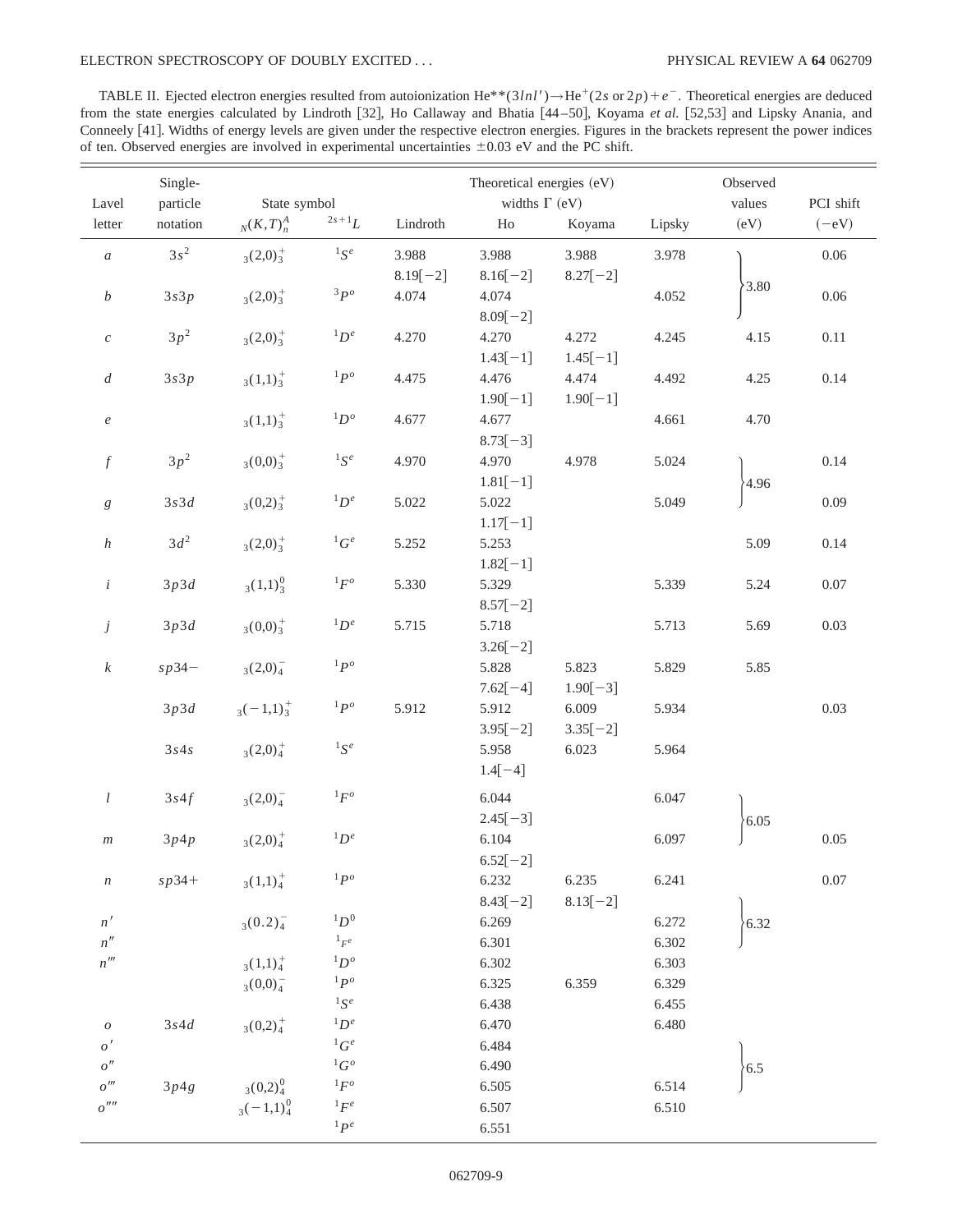TABLE II. Ejected electron energies resulted from autoionization $He^{**}(3lnl') \rightarrow He^{+}(2s \text{ or } 2p) + e^{-}$. Theoretical energies are deduced from the state energies calculated by Lindroth [32], Ho Callaway and Bhatia [44–50], Koyama *et al.* [52,53] and Lipsky Anania, and Conneely [41]. Widths of energy levels are given under the respective electron energies. Figures in the brackets represent the power indices of ten. Observed energies are involved in experimental uncertainties ±0.03 eV and the PC shift.

| Lavel letter | Single-particle notation | State symbol ${}_N(K,T)_n^A$ | State symbol ${}^{2s+1}L$ | Theoretical energies (eV) widths Γ (eV) Lindroth | Ho | Koyama | Lipsky | Observed values (eV) | PCI shift (−eV) |
|---|---|---|---|---|---|---|---|---|---|
| $a$ | $3s^2$ | ${}_3(2,0)_3^+$ | ${}^1S^e$ | 3.988 | 3.988 | 3.988 | 3.978 | 3.80 (a, b) | 0.06 |
| | | | | 8.19[−2] | 8.16[−2] | 8.27[−2] | | | |
| $b$ | $3s3p$ | ${}_3(2,0)_3^+$ | ${}^3P^o$ | 4.074 | 4.074 | | 4.052 | | 0.06 |
| | | | | | 8.09[−2] | | | | |
| $c$ | $3p^2$ | ${}_3(2,0)_3^+$ | ${}^1D^e$ | 4.270 | 4.270 | 4.272 | 4.245 | 4.15 | 0.11 |
| | | | | | 1.43[−1] | 1.45[−1] | | | |
| $d$ | $3s3p$ | ${}_3(1,1)_3^+$ | ${}^1P^o$ | 4.475 | 4.476 | 4.474 | 4.492 | 4.25 | 0.14 |
| | | | | | 1.90[−1] | 1.90[−1] | | | |
| $e$ | | ${}_3(1,1)_3^+$ | ${}^1D^o$ | 4.677 | 4.677 | | 4.661 | 4.70 | |
| | | | | | 8.73[−3] | | | | |
| $f$ | $3p^2$ | ${}_3(0,0)_3^+$ | ${}^1S^e$ | 4.970 | 4.970 | 4.978 | 5.024 | 4.96 (f, g) | 0.14 |
| | | | | | 1.81[−1] | | | | |
| $g$ | $3s3d$ | ${}_3(0,2)_3^+$ | ${}^1D^e$ | 5.022 | 5.022 | | 5.049 | | 0.09 |
| | | | | | 1.17[−1] | | | | |
| $h$ | $3d^2$ | ${}_3(2,0)_3^+$ | ${}^1G^e$ | 5.252 | 5.253 | | | 5.09 | 0.14 |
| | | | | | 1.82[−1] | | | | |
| $i$ | $3p3d$ | ${}_3(1,1)_3^0$ | ${}^1F^o$ | 5.330 | 5.329 | | 5.339 | 5.24 | 0.07 |
| | | | | | 8.57[−2] | | | | |
| $j$ | $3p3d$ | ${}_3(0,0)_3^+$ | ${}^1D^e$ | 5.715 | 5.718 | | 5.713 | 5.69 | 0.03 |
| | | | | | 3.26[−2] | | | | |
| $k$ | $sp34-$ | ${}_3(2,0)_4^-$ | ${}^1P^o$ | | 5.828 | 5.823 | 5.829 | 5.85 | |
| | | | | | 7.62[−4] | 1.90[−3] | | | |
| | $3p3d$ | ${}_3(-1,1)_3^+$ | ${}^1P^o$ | 5.912 | 5.912 | 6.009 | 5.934 | | 0.03 |
| | | | | | 3.95[−2] | 3.35[−2] | | | |
| | $3s4s$ | ${}_3(2,0)_4^+$ | ${}^1S^e$ | | 5.958 | 6.023 | 5.964 | | |
| | | | | | 1.4[−4] | | | | |
| $l$ | $3s4f$ | ${}_3(2,0)_4^-$ | ${}^1F^o$ | | 6.044 | | 6.047 | 6.05 (l, m) | |
| | | | | | 2.45[−3] | | | | |
| $m$ | $3p4p$ | ${}_3(2,0)_4^+$ | ${}^1D^e$ | | 6.104 | | 6.097 | | 0.05 |
| | | | | | 6.52[−2] | | | | |
| $n$ | $sp34+$ | ${}_3(1,1)_4^+$ | ${}^1P^o$ | | 6.232 | 6.235 | 6.241 | | 0.07 |
| | | | | | 8.43[−2] | 8.13[−2] | | | |
| $n'$ | | ${}_3(0.2)_4^-$ | ${}^1D^0$ | | 6.269 | | 6.272 | 6.32 ($n'$, $n''$, $n'''$) | |
| $n''$ | | | ${}^1F^e$ | | 6.301 | | 6.302 | | |
| $n'''$ | | ${}_3(1,1)_4^+$ | ${}^1D^o$ | | 6.302 | | 6.303 | | |
| | | ${}_3(0,0)_4^-$ | ${}^1P^o$ | | 6.325 | 6.359 | 6.329 | | |
| | | | ${}^1S^e$ | | 6.438 | | 6.455 | | |
| $o$ | $3s4d$ | ${}_3(0,2)_4^+$ | ${}^1D^e$ | | 6.470 | | 6.480 | | |
| $o'$ | | | ${}^1G^e$ | | 6.484 | | | 6.5 ($o'$–$o''''$) | |
| $o''$ | | | ${}^1G^o$ | | 6.490 | | | | |
| $o'''$ | $3p4g$ | ${}_3(0,2)_4^0$ | ${}^1F^o$ | | 6.505 | | 6.514 | | |
| $o''''$ | | ${}_3(-1,1)_4^0$ | ${}^1F^e$ | | 6.507 | | 6.510 | | |
| | | | ${}^1P^e$ | | 6.551 | | | | |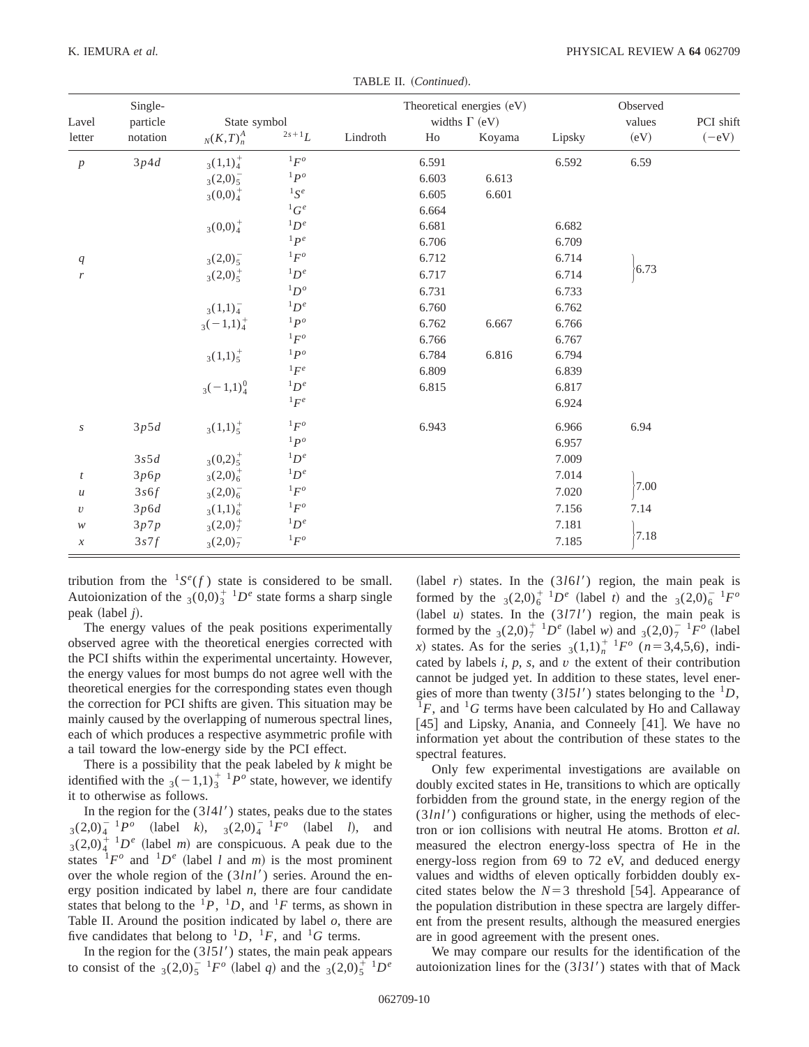TABLE II. (*Continued*).

| Lavel letter | Single-particle notation | State symbol ${}_N(K,T)_n^A$ | $^{2s+1}L$ | Theoretical energies (eV) widths Γ (eV) Lindroth | Ho | Koyama | Lipsky | Observed values (eV) | PCI shift (−eV) |
|---|---|---|---|---|---|---|---|---|---|
| $p$ | $3p4d$ | ${}_3(1,1)_4^+$ | $^1F^o$ | | 6.591 | | 6.592 | 6.59 | |
| | | ${}_3(2,0)_5^-$ | $^1P^o$ | | 6.603 | 6.613 | | | |
| | | ${}_3(0,0)_4^+$ | $^1S^e$ | | 6.605 | 6.601 | | | |
| | | | $^1G^e$ | | 6.664 | | | | |
| | | ${}_3(0,0)_4^+$ | $^1D^e$ | | 6.681 | | 6.682 | | |
| | | | $^1P^e$ | | 6.706 | | 6.709 | | |
| $q$ | | ${}_3(2,0)_5^-$ | $^1F^o$ | | 6.712 | | 6.714 | 6.73 | |
| $r$ | | ${}_3(2,0)_5^+$ | $^1D^e$ | | 6.717 | | 6.714 | | |
| | | | $^1D^o$ | | 6.731 | | 6.733 | | |
| | | ${}_3(1,1)_4^-$ | $^1D^e$ | | 6.760 | | 6.762 | | |
| | | ${}_3(-1,1)_4^+$ | $^1P^o$ | | 6.762 | 6.667 | 6.766 | | |
| | | | $^1F^o$ | | 6.766 | | 6.767 | | |
| | | ${}_3(1,1)_5^+$ | $^1P^o$ | | 6.784 | 6.816 | 6.794 | | |
| | | | $^1F^e$ | | 6.809 | | 6.839 | | |
| | | ${}_3(-1,1)_4^0$ | $^1D^e$ | | 6.815 | | 6.817 | | |
| | | | $^1F^e$ | | | | 6.924 | | |
| $s$ | $3p5d$ | ${}_3(1,1)_5^+$ | $^1F^o$ | | 6.943 | | 6.966 | 6.94 | |
| | | | $^1P^o$ | | | | 6.957 | | |
| | $3s5d$ | ${}_3(0,2)_5^+$ | $^1D^e$ | | | | 7.009 | | |
| $t$ | $3p6p$ | ${}_3(2,0)_6^+$ | $^1D^e$ | | | | 7.014 | 7.00 | |
| $u$ | $3s6f$ | ${}_3(2,0)_6^-$ | $^1F^o$ | | | | 7.020 | | |
| $v$ | $3p6d$ | ${}_3(1,1)_6^+$ | $^1F^o$ | | | | 7.156 | 7.14 | |
| $w$ | $3p7p$ | ${}_3(2,0)_7^+$ | $^1D^e$ | | | | 7.181 | 7.18 | |
| $x$ | $3s7f$ | ${}_3(2,0)_7^-$ | $^1F^o$ | | | | 7.185 | | |

tribution from the $^1S^e(f)$ state is considered to be small. Autoionization of the ${}_3(0,0)_3^+ \ {}^1D^e$ state forms a sharp single peak (label $j$).

The energy values of the peak positions experimentally observed agree with the theoretical energies corrected with the PCI shifts within the experimental uncertainty. However, the energy values for most bumps do not agree well with the theoretical energies for the corresponding states even though the correction for PCI shifts are given. This situation may be mainly caused by the overlapping of numerous spectral lines, each of which produces a respective asymmetric profile with a tail toward the low-energy side by the PCI effect.

There is a possibility that the peak labeled by $k$ might be identified with the ${}_3(-1,1)_3^+ \ {}^1P^o$ state, however, we identify it to otherwise as follows.

In the region for the $(3l4l')$ states, peaks due to the states ${}_3(2,0)_4^- \ {}^1P^o$ (label $k$), ${}_3(2,0)_4^- \ {}^1F^o$ (label $l$), and ${}_3(2,0)_4^+ \ {}^1D^e$ (label $m$) are conspicuous. A peak due to the states $^1F^o$ and $^1D^e$ (label $l$ and $m$) is the most prominent over the whole region of the $(3lnl')$ series. Around the energy position indicated by label $n$, there are four candidate states that belong to the $^1P$, $^1D$, and $^1F$ terms, as shown in Table II. Around the position indicated by label $o$, there are five candidates that belong to $^1D$, $^1F$, and $^1G$ terms.

In the region for the $(3l5l')$ states, the main peak appears to consist of the ${}_3(2,0)_5^- \ {}^1F^o$ (label $q$) and the ${}_3(2,0)_5^+ \ {}^1D^e$ (label $r$) states. In the $(3l6l')$ region, the main peak is formed by the ${}_3(2,0)_6^+ \ {}^1D^e$ (label $t$) and the ${}_3(2,0)_6^- \ {}^1F^o$ (label $u$) states. In the $(3l7l')$ region, the main peak is formed by the ${}_3(2,0)_7^+ \ {}^1D^e$ (label $w$) and ${}_3(2,0)_7^- \ {}^1F^o$ (label $x$) states. As for the series ${}_3(1,1)_n^+ \ {}^1F^o$ $(n=3,4,5,6)$, indicated by labels $i$, $p$, $s$, and $v$ the extent of their contribution cannot be judged yet. In addition to these states, level energies of more than twenty $(3l5l')$ states belonging to the $^1D$, $^1F$, and $^1G$ terms have been calculated by Ho and Callaway [45] and Lipsky, Anania, and Conneely [41]. We have no information yet about the contribution of these states to the spectral features.

Only few experimental investigations are available on doubly excited states in He, transitions to which are optically forbidden from the ground state, in the energy region of the $(3lnl')$ configurations or higher, using the methods of electron or ion collisions with neutral He atoms. Brotton *et al.* measured the electron energy-loss spectra of He in the energy-loss region from 69 to 72 eV, and deduced energy values and widths of eleven optically forbidden doubly excited states below the $N=3$ threshold [54]. Appearance of the population distribution in these spectra are largely different from the present results, although the measured energies are in good agreement with the present ones.

We may compare our results for the identification of the autoionization lines for the $(3l3l')$ states with that of Mack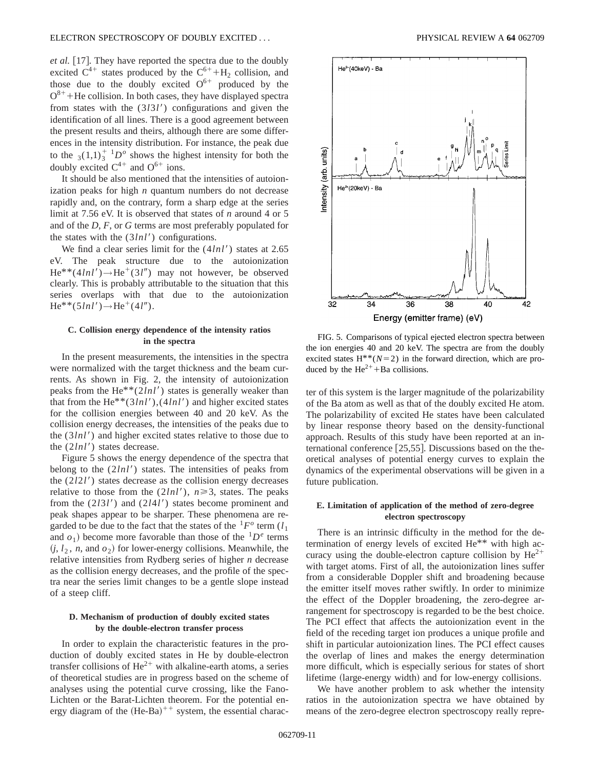*et al.* [17]. They have reported the spectra due to the doubly excited $C^{4+}$ states produced by the $C^{6+}+H_2$ collision, and those due to the doubly excited $O^{6+}$ produced by the $O^{8+}$+He collision. In both cases, they have displayed spectra from states with the $(3l3l')$ configurations and given the identification of all lines. There is a good agreement between the present results and theirs, although there are some differences in the intensity distribution. For instance, the peak due to the ${}_3(1,1)_3^{+}\,{}^1D^o$ shows the highest intensity for both the doubly excited $C^{4+}$ and $O^{6+}$ ions.

It should be also mentioned that the intensities of autoionization peaks for high $n$ quantum numbers do not decrease rapidly and, on the contrary, form a sharp edge at the series limit at 7.56 eV. It is observed that states of $n$ around 4 or 5 and of the $D$, $F$, or $G$ terms are most preferably populated for the states with the $(3lnl')$ configurations.

We find a clear series limit for the $(4lnl')$ states at 2.65 eV. The peak structure due to the autoionization $He^{**}(4lnl')\rightarrow He^{+}(3l'')$ may not however, be observed clearly. This is probably attributable to the situation that this series overlaps with that due to the autoionization $He^{**}(5lnl')\rightarrow He^{+}(4l'')$.

### C. Collision energy dependence of the intensity ratios in the spectra

In the present measurements, the intensities in the spectra were normalized with the target thickness and the beam currents. As shown in Fig. 2, the intensity of autoionization peaks from the $He^{**}(2lnl')$ states is generally weaker than that from the $He^{**}(3lnl'),(4lnl')$ and higher excited states for the collision energies between 40 and 20 keV. As the collision energy decreases, the intensities of the peaks due to the $(3lnl')$ and higher excited states relative to those due to the $(2lnl')$ states decrease.

Figure 5 shows the energy dependence of the spectra that belong to the $(2lnl')$ states. The intensities of peaks from the $(2l2l')$ states decrease as the collision energy decreases relative to those from the $(2lnl')$, $n\geqslant 3$, states. The peaks from the $(2l3l')$ and $(2l4l')$ states become prominent and peak shapes appear to be sharper. These phenomena are regarded to be due to the fact that the states of the ${}^1F^o$ term ($l_1$ and $o_1$) become more favorable than those of the ${}^1D^e$ terms ($j$, $l_2$, $n$, and $o_2$) for lower-energy collisions. Meanwhile, the relative intensities from Rydberg series of higher $n$ decrease as the collision energy decreases, and the profile of the spectra near the series limit changes to be a gentle slope instead of a steep cliff.

### D. Mechanism of production of doubly excited states by the double-electron transfer process

In order to explain the characteristic features in the production of doubly excited states in He by double-electron transfer collisions of $He^{2+}$ with alkaline-earth atoms, a series of theoretical studies are in progress based on the scheme of analyses using the potential curve crossing, like the Fano-Lichten or the Barat-Lichten theorem. For the potential energy diagram of the $(\text{He-Ba})^{++}$ system, the essential character of this system is the larger magnitude of the polarizability of the Ba atom as well as that of the doubly excited He atom. The polarizability of excited He states have been calculated by linear response theory based on the density-functional approach. Results of this study have been reported at an international conference [25,55]. Discussions based on the theoretical analyses of potential energy curves to explain the dynamics of the experimental observations will be given in a future publication.

FIG. 5. Comparisons of typical ejected electron spectra between the ion energies 40 and 20 keV. The spectra are from the doubly excited states $H^{**}(N=2)$ in the forward direction, which are produced by the $He^{2+}$+Ba collisions.

### E. Limitation of application of the method of zero-degree electron spectroscopy

There is an intrinsic difficulty in the method for the determination of energy levels of excited He** with high accuracy using the double-electron capture collision by $He^{2+}$ with target atoms. First of all, the autoionization lines suffer from a considerable Doppler shift and broadening because the emitter itself moves rather swiftly. In order to minimize the effect of the Doppler broadening, the zero-degree arrangement for spectroscopy is regarded to be the best choice. The PCI effect that affects the autoionization event in the field of the receding target ion produces a unique profile and shift in particular autoionization lines. The PCI effect causes the overlap of lines and makes the energy determination more difficult, which is especially serious for states of short lifetime (large-energy width) and for low-energy collisions.

We have another problem to ask whether the intensity ratios in the autoionization spectra we have obtained by means of the zero-degree electron spectroscopy really repre-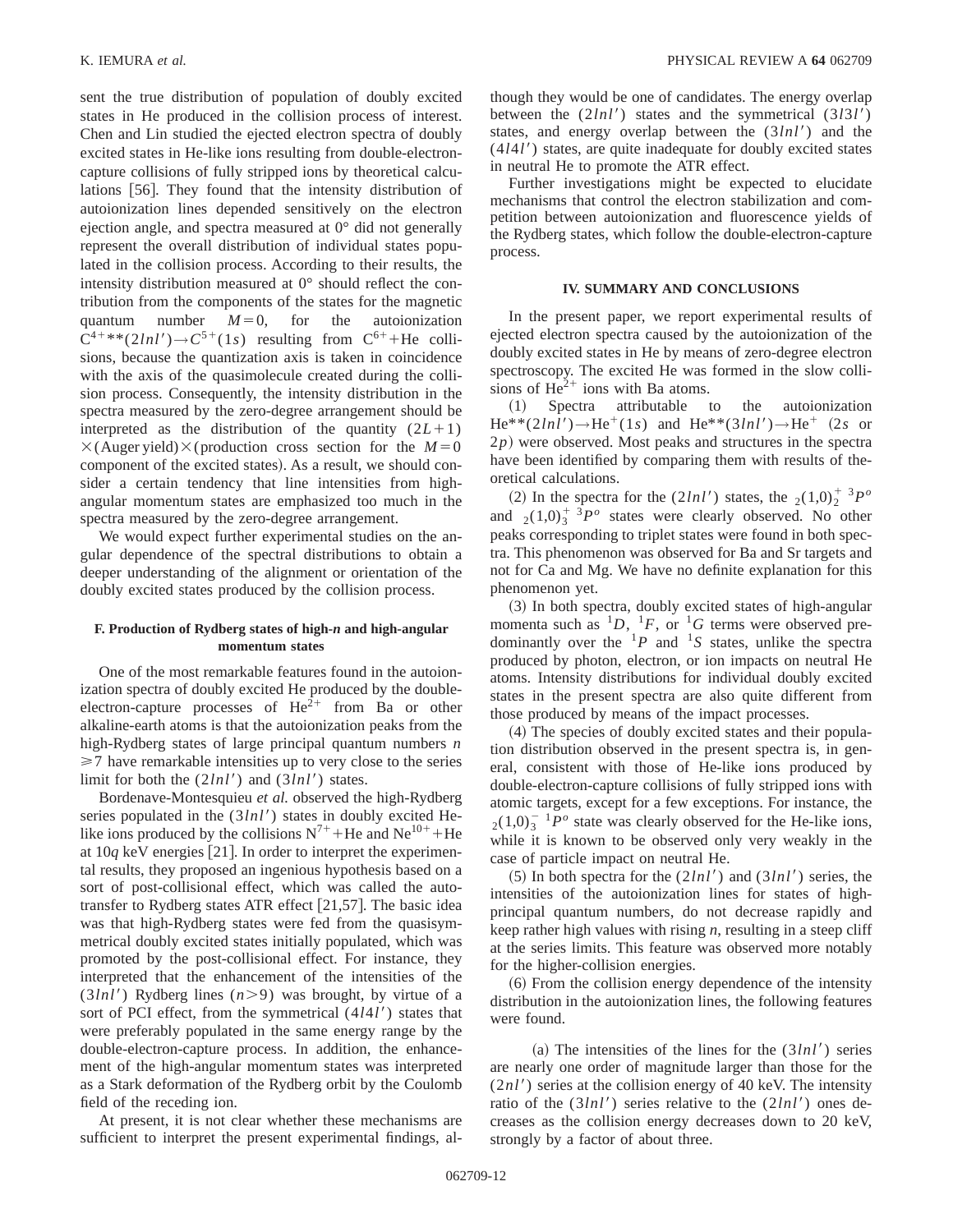sent the true distribution of population of doubly excited states in He produced in the collision process of interest. Chen and Lin studied the ejected electron spectra of doubly excited states in He-like ions resulting from double-electron-capture collisions of fully stripped ions by theoretical calculations [56]. They found that the intensity distribution of autoionization lines depended sensitively on the electron ejection angle, and spectra measured at 0° did not generally represent the overall distribution of individual states populated in the collision process. According to their results, the intensity distribution measured at 0° should reflect the contribution from the components of the states for the magnetic quantum number $M=0$, for the autoionization $C^{4+}**(2lnl') \rightarrow C^{5+}(1s)$ resulting from $C^{6+}$+He collisions, because the quantization axis is taken in coincidence with the axis of the quasimolecule created during the collision process. Consequently, the intensity distribution in the spectra measured by the zero-degree arrangement should be interpreted as the distribution of the quantity $(2L+1) \times(\text{Auger yield})\times(\text{production cross section for the } M=0$ component of the excited states). As a result, we should consider a certain tendency that line intensities from high-angular momentum states are emphasized too much in the spectra measured by the zero-degree arrangement.

We would expect further experimental studies on the angular dependence of the spectral distributions to obtain a deeper understanding of the alignment or orientation of the doubly excited states produced by the collision process.

### F. Production of Rydberg states of high-*n* and high-angular momentum states

One of the most remarkable features found in the autoionization spectra of doubly excited He produced by the double-electron-capture processes of $He^{2+}$ from Ba or other alkaline-earth atoms is that the autoionization peaks from the high-Rydberg states of large principal quantum numbers $n \geqslant 7$ have remarkable intensities up to very close to the series limit for both the $(2lnl')$ and $(3lnl')$ states.

Bordenave-Montesquieu *et al.* observed the high-Rydberg series populated in the $(3lnl')$ states in doubly excited He-like ions produced by the collisions $N^{7+}$+He and $Ne^{10+}$+He at $10q$ keV energies [21]. In order to interpret the experimental results, they proposed an ingenious hypothesis based on a sort of post-collisional effect, which was called the autotransfer to Rydberg states ATR effect [21,57]. The basic idea was that high-Rydberg states were fed from the quasisymmetrical doubly excited states initially populated, which was promoted by the post-collisional effect. For instance, they interpreted that the enhancement of the intensities of the $(3lnl')$ Rydberg lines $(n>9)$ was brought, by virtue of a sort of PCI effect, from the symmetrical $(4l4l')$ states that were preferably populated in the same energy range by the double-electron-capture process. In addition, the enhancement of the high-angular momentum states was interpreted as a Stark deformation of the Rydberg orbit by the Coulomb field of the receding ion.

At present, it is not clear whether these mechanisms are sufficient to interpret the present experimental findings, although they would be one of candidates. The energy overlap between the $(2lnl')$ states and the symmetrical $(3l3l')$ states, and energy overlap between the $(3lnl')$ and the $(4l4l')$ states, are quite inadequate for doubly excited states in neutral He to promote the ATR effect.

Further investigations might be expected to elucidate mechanisms that control the electron stabilization and competition between autoionization and fluorescence yields of the Rydberg states, which follow the double-electron-capture process.

## IV. SUMMARY AND CONCLUSIONS

In the present paper, we report experimental results of ejected electron spectra caused by the autoionization of the doubly excited states in He by means of zero-degree electron spectroscopy. The excited He was formed in the slow collisions of $He^{2+}$ ions with Ba atoms.

(1) Spectra attributable to the autoionization $He^{**}(2lnl') \rightarrow He^{+}(1s)$ and $He^{**}(3lnl') \rightarrow He^{+}$ $(2s$ or $2p)$ were observed. Most peaks and structures in the spectra have been identified by comparing them with results of theoretical calculations.

(2) In the spectra for the $(2lnl')$ states, the ${}_2(1,0)_2^{+}\ {}^3P^o$ and ${}_2(1,0)_3^{+}\ {}^3P^o$ states were clearly observed. No other peaks corresponding to triplet states were found in both spectra. This phenomenon was observed for Ba and Sr targets and not for Ca and Mg. We have no definite explanation for this phenomenon yet.

(3) In both spectra, doubly excited states of high-angular momenta such as ${}^1D$, ${}^1F$, or ${}^1G$ terms were observed predominantly over the ${}^1P$ and ${}^1S$ states, unlike the spectra produced by photon, electron, or ion impacts on neutral He atoms. Intensity distributions for individual doubly excited states in the present spectra are also quite different from those produced by means of the impact processes.

(4) The species of doubly excited states and their population distribution observed in the present spectra is, in general, consistent with those of He-like ions produced by double-electron-capture collisions of fully stripped ions with atomic targets, except for a few exceptions. For instance, the ${}_2(1,0)_3^{-}\ {}^1P^o$ state was clearly observed for the He-like ions, while it is known to be observed only very weakly in the case of particle impact on neutral He.

(5) In both spectra for the $(2lnl')$ and $(3lnl')$ series, the intensities of the autoionization lines for states of high-principal quantum numbers, do not decrease rapidly and keep rather high values with rising $n$, resulting in a steep cliff at the series limits. This feature was observed more notably for the higher-collision energies.

(6) From the collision energy dependence of the intensity distribution in the autoionization lines, the following features were found.

(a) The intensities of the lines for the $(3lnl')$ series are nearly one order of magnitude larger than those for the $(2nl')$ series at the collision energy of 40 keV. The intensity ratio of the $(3lnl')$ series relative to the $(2lnl')$ ones decreases as the collision energy decreases down to 20 keV, strongly by a factor of about three.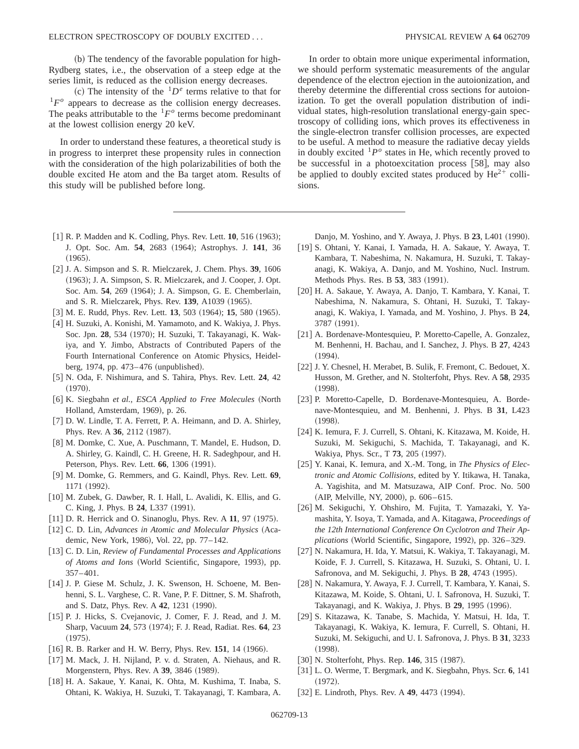(b) The tendency of the favorable population for high-Rydberg states, i.e., the observation of a steep edge at the series limit, is reduced as the collision energy decreases.

(c) The intensity of the $^1D^e$ terms relative to that for $^1F^o$ appears to decrease as the collision energy decreases. The peaks attributable to the $^1F^o$ terms become predominant at the lowest collision energy 20 keV.

In order to understand these features, a theoretical study is in progress to interpret these propensity rules in connection with the consideration of the high polarizabilities of both the double excited He atom and the Ba target atom. Results of this study will be published before long.

In order to obtain more unique experimental information, we should perform systematic measurements of the angular dependence of the electron ejection in the autoionization, and thereby determine the differential cross sections for autoionization. To get the overall population distribution of individual states, high-resolution translational energy-gain spectroscopy of colliding ions, which proves its effectiveness in the single-electron transfer collision processes, are expected to be useful. A method to measure the radiative decay yields in doubly excited $^1P^o$ states in He, which recently proved to be successful in a photoexcitation process [58], may also be applied to doubly excited states produced by $He^{2+}$ collisions.

---

[1] R. P. Madden and K. Codling, Phys. Rev. Lett. **10**, 516 (1963); J. Opt. Soc. Am. **54**, 2683 (1964); Astrophys. J. **141**, 36 (1965).

[2] J. A. Simpson and S. R. Mielczarek, J. Chem. Phys. **39**, 1606 (1963); J. A. Simpson, S. R. Mielczarek, and J. Cooper, J. Opt. Soc. Am. **54**, 269 (1964); J. A. Simpson, G. E. Chemberlain, and S. R. Mielczarek, Phys. Rev. **139**, A1039 (1965).

[3] M. E. Rudd, Phys. Rev. Lett. **13**, 503 (1964); **15**, 580 (1965).

[4] H. Suzuki, A. Konishi, M. Yamamoto, and K. Wakiya, J. Phys. Soc. Jpn. **28**, 534 (1970); H. Suzuki, T. Takayanagi, K. Wakiya, and Y. Jimbo, Abstracts of Contributed Papers of the Fourth International Conference on Atomic Physics, Heidelberg, 1974, pp. 473–476 (unpublished).

[5] N. Oda, F. Nishimura, and S. Tahira, Phys. Rev. Lett. **24**, 42 (1970).

[6] K. Siegbahn *et al.*, *ESCA Applied to Free Molecules* (North Holland, Amsterdam, 1969), p. 26.

[7] D. W. Lindle, T. A. Ferrett, P. A. Heimann, and D. A. Shirley, Phys. Rev. A **36**, 2112 (1987).

[8] M. Domke, C. Xue, A. Puschmann, T. Mandel, E. Hudson, D. A. Shirley, G. Kaindl, C. H. Greene, H. R. Sadeghpour, and H. Peterson, Phys. Rev. Lett. **66**, 1306 (1991).

[9] M. Domke, G. Remmers, and G. Kaindl, Phys. Rev. Lett. **69**, 1171 (1992).

[10] M. Zubek, G. Dawber, R. I. Hall, L. Avalidi, K. Ellis, and G. C. King, J. Phys. B **24**, L337 (1991).

[11] D. R. Herrick and O. Sinanoglu, Phys. Rev. A **11**, 97 (1975).

[12] C. D. Lin, *Advances in Atomic and Molecular Physics* (Academic, New York, 1986), Vol. 22, pp. 77–142.

[13] C. D. Lin, *Review of Fundamental Processes and Applications of Atoms and Ions* (World Scientific, Singapore, 1993), pp. 357–401.

[14] J. P. Giese M. Schulz, J. K. Swenson, H. Schoene, M. Benhenni, S. L. Varghese, C. R. Vane, P. F. Dittner, S. M. Shafroth, and S. Datz, Phys. Rev. A **42**, 1231 (1990).

[15] P. J. Hicks, S. Cvejanovic, J. Comer, F. J. Read, and J. M. Sharp, Vacuum **24**, 573 (1974); F. J. Read, Radiat. Res. **64**, 23 (1975).

[16] R. B. Rarker and H. W. Berry, Phys. Rev. **151**, 14 (1966).

[17] M. Mack, J. H. Nijland, P. v. d. Straten, A. Niehaus, and R. Morgenstern, Phys. Rev. A **39**, 3846 (1989).

[18] H. A. Sakaue, Y. Kanai, K. Ohta, M. Kushima, T. Inaba, S. Ohtani, K. Wakiya, H. Suzuki, T. Takayanagi, T. Kambara, A. Danjo, M. Yoshino, and Y. Awaya, J. Phys. B **23**, L401 (1990).

[19] S. Ohtani, Y. Kanai, I. Yamada, H. A. Sakaue, Y. Awaya, T. Kambara, T. Nabeshima, N. Nakamura, H. Suzuki, T. Takayanagi, K. Wakiya, A. Danjo, and M. Yoshino, Nucl. Instrum. Methods Phys. Res. B **53**, 383 (1991).

[20] H. A. Sakaue, Y. Awaya, A. Danjo, T. Kambara, Y. Kanai, T. Nabeshima, N. Nakamura, S. Ohtani, H. Suzuki, T. Takayanagi, K. Wakiya, I. Yamada, and M. Yoshino, J. Phys. B **24**, 3787 (1991).

[21] A. Bordenave-Montesquieu, P. Moretto-Capelle, A. Gonzalez, M. Benhenni, H. Bachau, and I. Sanchez, J. Phys. B **27**, 4243 (1994).

[22] J. Y. Chesnel, H. Merabet, B. Sulik, F. Fremont, C. Bedouet, X. Husson, M. Grether, and N. Stolterfoht, Phys. Rev. A **58**, 2935 (1998).

[23] P. Moretto-Capelle, D. Bordenave-Montesquieu, A. Bordenave-Montesquieu, and M. Benhenni, J. Phys. B **31**, L423 (1998).

[24] K. Iemura, F. J. Currell, S. Ohtani, K. Kitazawa, M. Koide, H. Suzuki, M. Sekiguchi, S. Machida, T. Takayanagi, and K. Wakiya, Phys. Scr., T **73**, 205 (1997).

[25] Y. Kanai, K. Iemura, and X.-M. Tong, in *The Physics of Electronic and Atomic Collisions*, edited by Y. Itikawa, H. Tanaka, A. Yagishita, and M. Matsuzawa, AIP Conf. Proc. No. 500 (AIP, Melville, NY, 2000), p. 606–615.

[26] M. Sekiguchi, Y. Ohshiro, M. Fujita, T. Yamazaki, Y. Yamashita, Y. Isoya, T. Yamada, and A. Kitagawa, *Proceedings of the 12th International Conference On Cyclotron and Their Applications* (World Scientific, Singapore, 1992), pp. 326–329.

[27] N. Nakamura, H. Ida, Y. Matsui, K. Wakiya, T. Takayanagi, M. Koide, F. J. Currell, S. Kitazawa, H. Suzuki, S. Ohtani, U. I. Safronova, and M. Sekiguchi, J. Phys. B **28**, 4743 (1995).

[28] N. Nakamura, Y. Awaya, F. J. Currell, T. Kambara, Y. Kanai, S. Kitazawa, M. Koide, S. Ohtani, U. I. Safronova, H. Suzuki, T. Takayanagi, and K. Wakiya, J. Phys. B **29**, 1995 (1996).

[29] S. Kitazawa, K. Tanabe, S. Machida, Y. Matsui, H. Ida, T. Takayanagi, K. Wakiya, K. Iemura, F. Currell, S. Ohtani, H. Suzuki, M. Sekiguchi, and U. I. Safronova, J. Phys. B **31**, 3233 (1998).

[30] N. Stolterfoht, Phys. Rep. **146**, 315 (1987).

[31] L. O. Werme, T. Bergmark, and K. Siegbahn, Phys. Scr. **6**, 141 (1972).

[32] E. Lindroth, Phys. Rev. A **49**, 4473 (1994).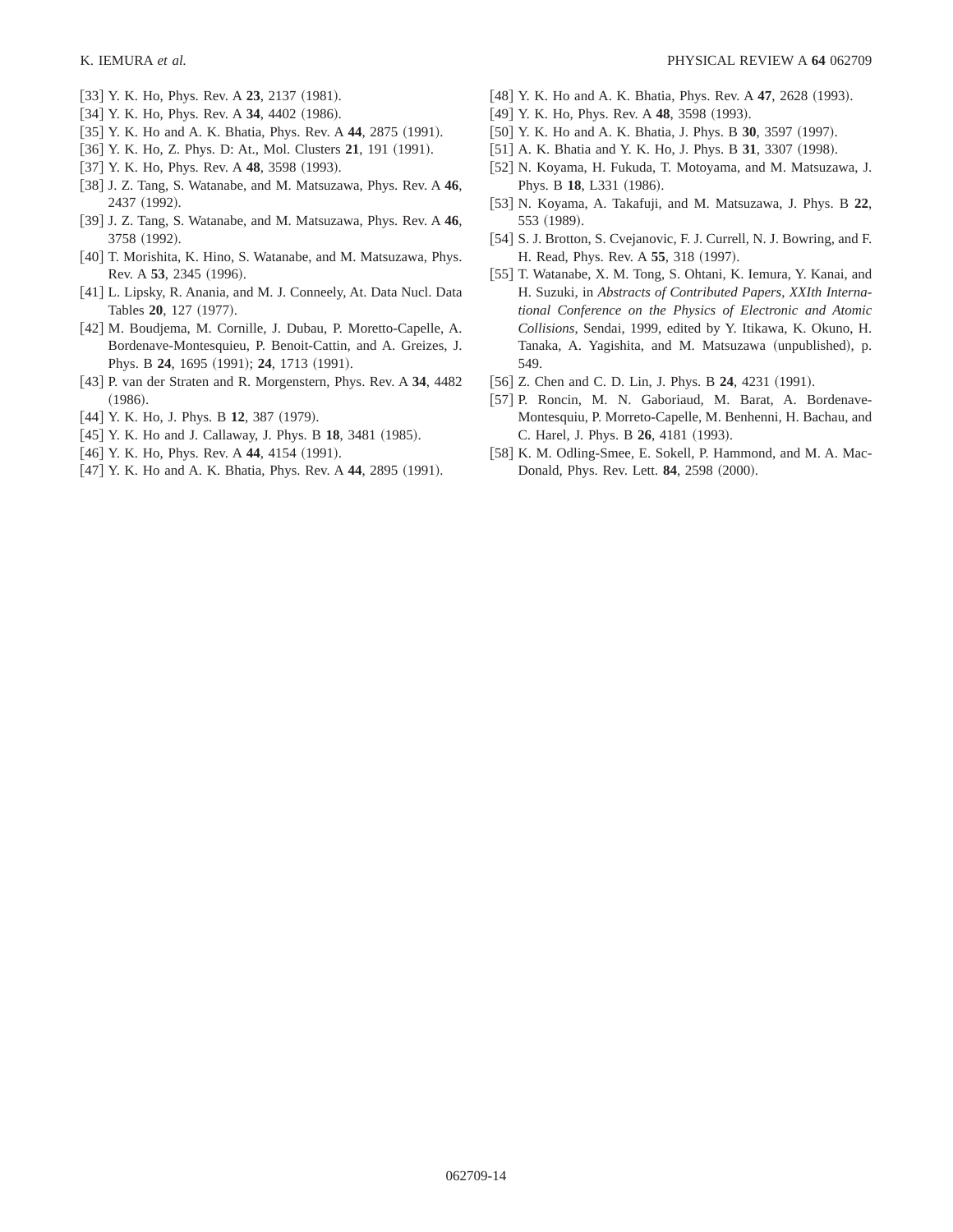[33] Y. K. Ho, Phys. Rev. A **23**, 2137 (1981).

[34] Y. K. Ho, Phys. Rev. A **34**, 4402 (1986).

[35] Y. K. Ho and A. K. Bhatia, Phys. Rev. A **44**, 2875 (1991).

[36] Y. K. Ho, Z. Phys. D: At., Mol. Clusters **21**, 191 (1991).

[37] Y. K. Ho, Phys. Rev. A **48**, 3598 (1993).

[38] J. Z. Tang, S. Watanabe, and M. Matsuzawa, Phys. Rev. A **46**, 2437 (1992).

[39] J. Z. Tang, S. Watanabe, and M. Matsuzawa, Phys. Rev. A **46**, 3758 (1992).

[40] T. Morishita, K. Hino, S. Watanabe, and M. Matsuzawa, Phys. Rev. A **53**, 2345 (1996).

[41] L. Lipsky, R. Anania, and M. J. Conneely, At. Data Nucl. Data Tables **20**, 127 (1977).

[42] M. Boudjema, M. Cornille, J. Dubau, P. Moretto-Capelle, A. Bordenave-Montesquieu, P. Benoit-Cattin, and A. Greizes, J. Phys. B **24**, 1695 (1991); **24**, 1713 (1991).

[43] P. van der Straten and R. Morgenstern, Phys. Rev. A **34**, 4482 (1986).

[44] Y. K. Ho, J. Phys. B **12**, 387 (1979).

[45] Y. K. Ho and J. Callaway, J. Phys. B **18**, 3481 (1985).

[46] Y. K. Ho, Phys. Rev. A **44**, 4154 (1991).

[47] Y. K. Ho and A. K. Bhatia, Phys. Rev. A **44**, 2895 (1991).

[48] Y. K. Ho and A. K. Bhatia, Phys. Rev. A **47**, 2628 (1993).

[49] Y. K. Ho, Phys. Rev. A **48**, 3598 (1993).

[50] Y. K. Ho and A. K. Bhatia, J. Phys. B **30**, 3597 (1997).

[51] A. K. Bhatia and Y. K. Ho, J. Phys. B **31**, 3307 (1998).

[52] N. Koyama, H. Fukuda, T. Motoyama, and M. Matsuzawa, J. Phys. B **18**, L331 (1986).

[53] N. Koyama, A. Takafuji, and M. Matsuzawa, J. Phys. B **22**, 553 (1989).

[54] S. J. Brotton, S. Cvejanovic, F. J. Currell, N. J. Bowring, and F. H. Read, Phys. Rev. A **55**, 318 (1997).

[55] T. Watanabe, X. M. Tong, S. Ohtani, K. Iemura, Y. Kanai, and H. Suzuki, in *Abstracts of Contributed Papers, XXIth International Conference on the Physics of Electronic and Atomic Collisions*, Sendai, 1999, edited by Y. Itikawa, K. Okuno, H. Tanaka, A. Yagishita, and M. Matsuzawa (unpublished), p. 549.

[56] Z. Chen and C. D. Lin, J. Phys. B **24**, 4231 (1991).

[57] P. Roncin, M. N. Gaboriaud, M. Barat, A. Bordenave-Montesquiu, P. Morreto-Capelle, M. Benhenni, H. Bachau, and C. Harel, J. Phys. B **26**, 4181 (1993).

[58] K. M. Odling-Smee, E. Sokell, P. Hammond, and M. A. MacDonald, Phys. Rev. Lett. **84**, 2598 (2000).